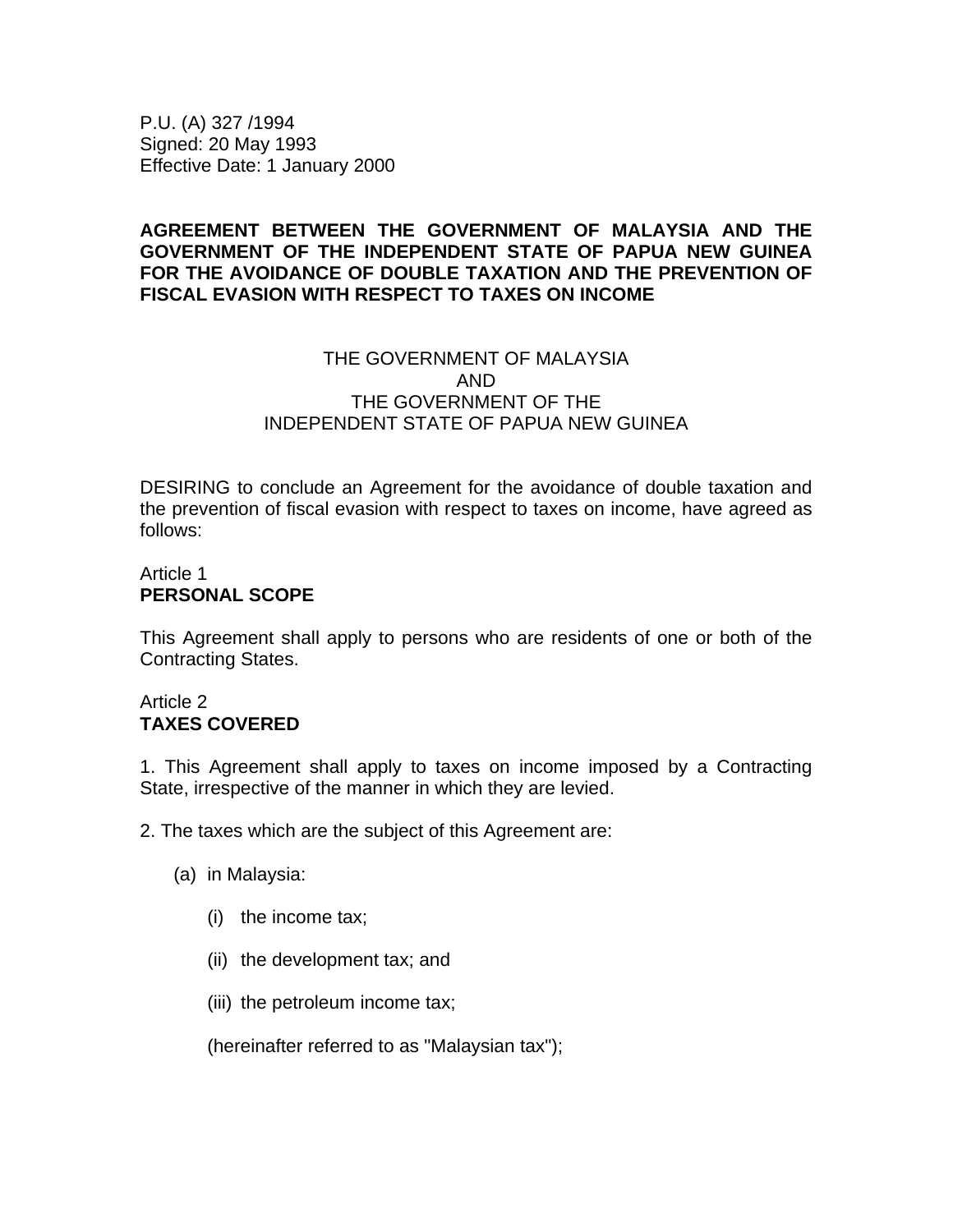P.U. (A) 327 /1994
Signed: 20 May 1993
Effective Date: 1 January 2000

# AGREEMENT BETWEEN THE GOVERNMENT OF MALAYSIA AND THE GOVERNMENT OF THE INDEPENDENT STATE OF PAPUA NEW GUINEA FOR THE AVOIDANCE OF DOUBLE TAXATION AND THE PREVENTION OF FISCAL EVASION WITH RESPECT TO TAXES ON INCOME

THE GOVERNMENT OF MALAYSIA
AND
THE GOVERNMENT OF THE
INDEPENDENT STATE OF PAPUA NEW GUINEA

DESIRING to conclude an Agreement for the avoidance of double taxation and the prevention of fiscal evasion with respect to taxes on income, have agreed as follows:

## Article 1
## PERSONAL SCOPE

This Agreement shall apply to persons who are residents of one or both of the Contracting States.

## Article 2
## TAXES COVERED

1. This Agreement shall apply to taxes on income imposed by a Contracting State, irrespective of the manner in which they are levied.

2. The taxes which are the subject of this Agreement are:

(a) in Malaysia:

(i) the income tax;

(ii) the development tax; and

(iii) the petroleum income tax;

(hereinafter referred to as "Malaysian tax");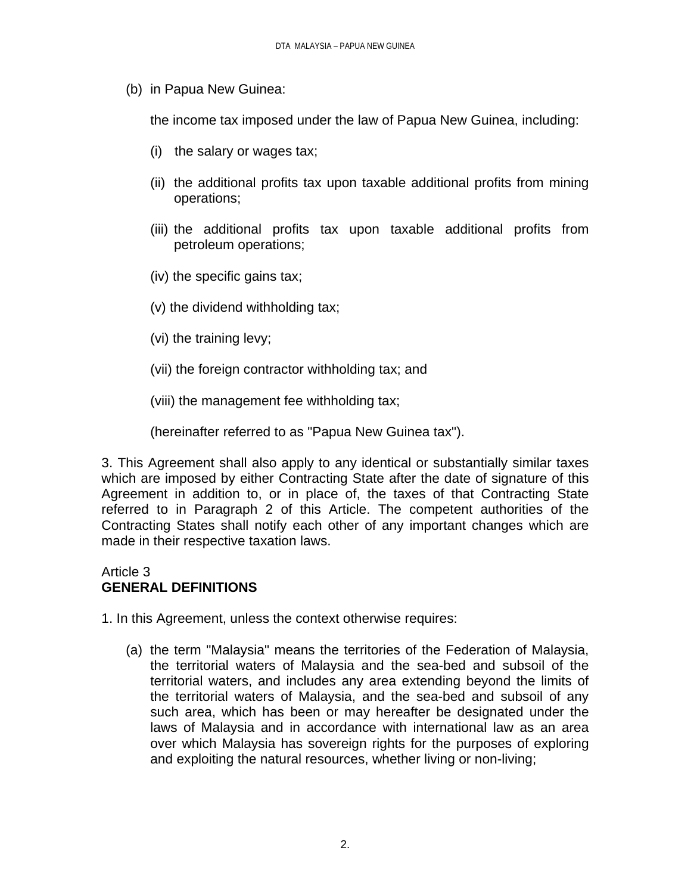(b) in Papua New Guinea:

the income tax imposed under the law of Papua New Guinea, including:

(i) the salary or wages tax;

(ii) the additional profits tax upon taxable additional profits from mining operations;

(iii) the additional profits tax upon taxable additional profits from petroleum operations;

(iv) the specific gains tax;

(v) the dividend withholding tax;

(vi) the training levy;

(vii) the foreign contractor withholding tax; and

(viii) the management fee withholding tax;

(hereinafter referred to as "Papua New Guinea tax").

3. This Agreement shall also apply to any identical or substantially similar taxes which are imposed by either Contracting State after the date of signature of this Agreement in addition to, or in place of, the taxes of that Contracting State referred to in Paragraph 2 of this Article. The competent authorities of the Contracting States shall notify each other of any important changes which are made in their respective taxation laws.

Article 3
**GENERAL DEFINITIONS**

1. In this Agreement, unless the context otherwise requires:

(a) the term "Malaysia" means the territories of the Federation of Malaysia, the territorial waters of Malaysia and the sea-bed and subsoil of the territorial waters, and includes any area extending beyond the limits of the territorial waters of Malaysia, and the sea-bed and subsoil of any such area, which has been or may hereafter be designated under the laws of Malaysia and in accordance with international law as an area over which Malaysia has sovereign rights for the purposes of exploring and exploiting the natural resources, whether living or non-living;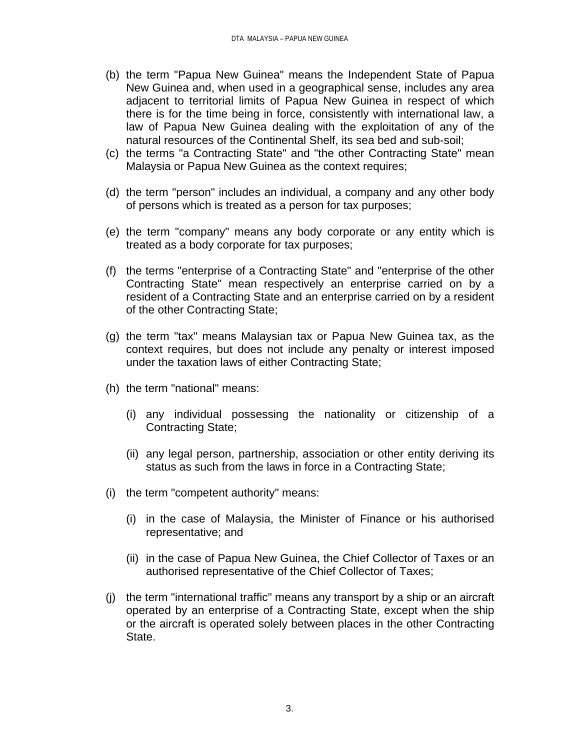(b) the term "Papua New Guinea" means the Independent State of Papua New Guinea and, when used in a geographical sense, includes any area adjacent to territorial limits of Papua New Guinea in respect of which there is for the time being in force, consistently with international law, a law of Papua New Guinea dealing with the exploitation of any of the natural resources of the Continental Shelf, its sea bed and sub-soil;

(c) the terms "a Contracting State" and "the other Contracting State" mean Malaysia or Papua New Guinea as the context requires;

(d) the term "person" includes an individual, a company and any other body of persons which is treated as a person for tax purposes;

(e) the term "company" means any body corporate or any entity which is treated as a body corporate for tax purposes;

(f) the terms "enterprise of a Contracting State" and "enterprise of the other Contracting State" mean respectively an enterprise carried on by a resident of a Contracting State and an enterprise carried on by a resident of the other Contracting State;

(g) the term "tax" means Malaysian tax or Papua New Guinea tax, as the context requires, but does not include any penalty or interest imposed under the taxation laws of either Contracting State;

(h) the term "national" means:

   (i) any individual possessing the nationality or citizenship of a Contracting State;

   (ii) any legal person, partnership, association or other entity deriving its status as such from the laws in force in a Contracting State;

(i) the term "competent authority" means:

   (i) in the case of Malaysia, the Minister of Finance or his authorised representative; and

   (ii) in the case of Papua New Guinea, the Chief Collector of Taxes or an authorised representative of the Chief Collector of Taxes;

(j) the term "international traffic" means any transport by a ship or an aircraft operated by an enterprise of a Contracting State, except when the ship or the aircraft is operated solely between places in the other Contracting State.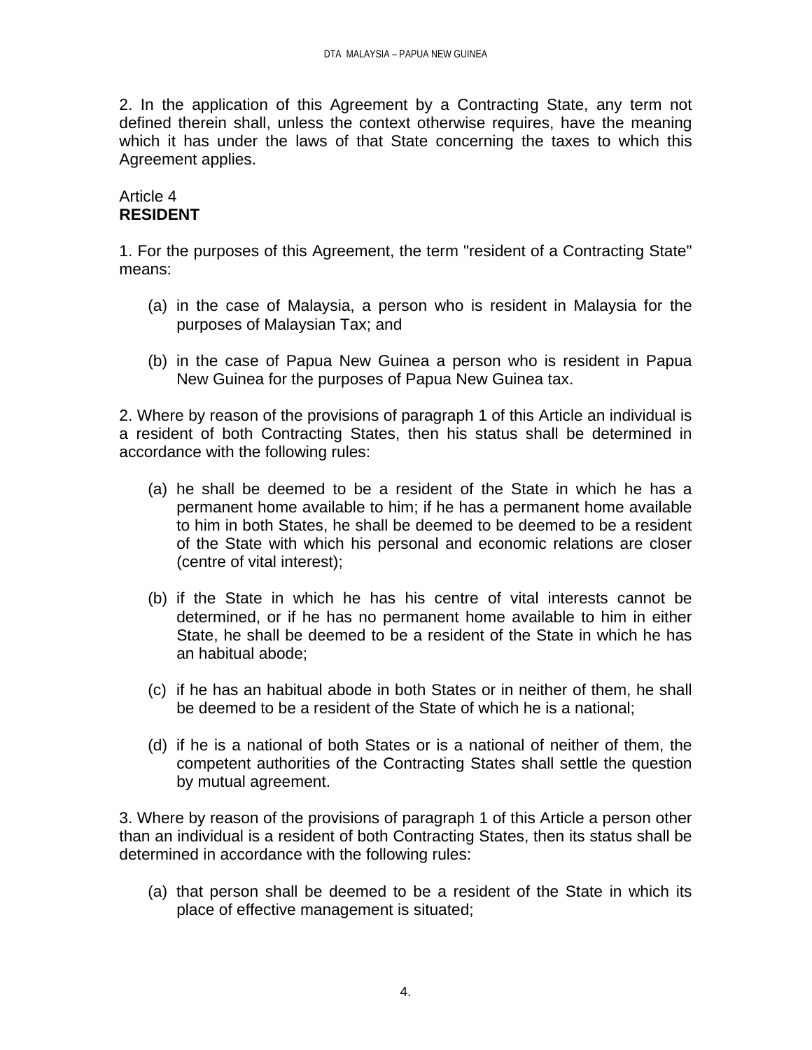2. In the application of this Agreement by a Contracting State, any term not defined therein shall, unless the context otherwise requires, have the meaning which it has under the laws of that State concerning the taxes to which this Agreement applies.

Article 4
**RESIDENT**

1. For the purposes of this Agreement, the term "resident of a Contracting State" means:

(a) in the case of Malaysia, a person who is resident in Malaysia for the purposes of Malaysian Tax; and

(b) in the case of Papua New Guinea a person who is resident in Papua New Guinea for the purposes of Papua New Guinea tax.

2. Where by reason of the provisions of paragraph 1 of this Article an individual is a resident of both Contracting States, then his status shall be determined in accordance with the following rules:

(a) he shall be deemed to be a resident of the State in which he has a permanent home available to him; if he has a permanent home available to him in both States, he shall be deemed to be deemed to be a resident of the State with which his personal and economic relations are closer (centre of vital interest);

(b) if the State in which he has his centre of vital interests cannot be determined, or if he has no permanent home available to him in either State, he shall be deemed to be a resident of the State in which he has an habitual abode;

(c) if he has an habitual abode in both States or in neither of them, he shall be deemed to be a resident of the State of which he is a national;

(d) if he is a national of both States or is a national of neither of them, the competent authorities of the Contracting States shall settle the question by mutual agreement.

3. Where by reason of the provisions of paragraph 1 of this Article a person other than an individual is a resident of both Contracting States, then its status shall be determined in accordance with the following rules:

(a) that person shall be deemed to be a resident of the State in which its place of effective management is situated;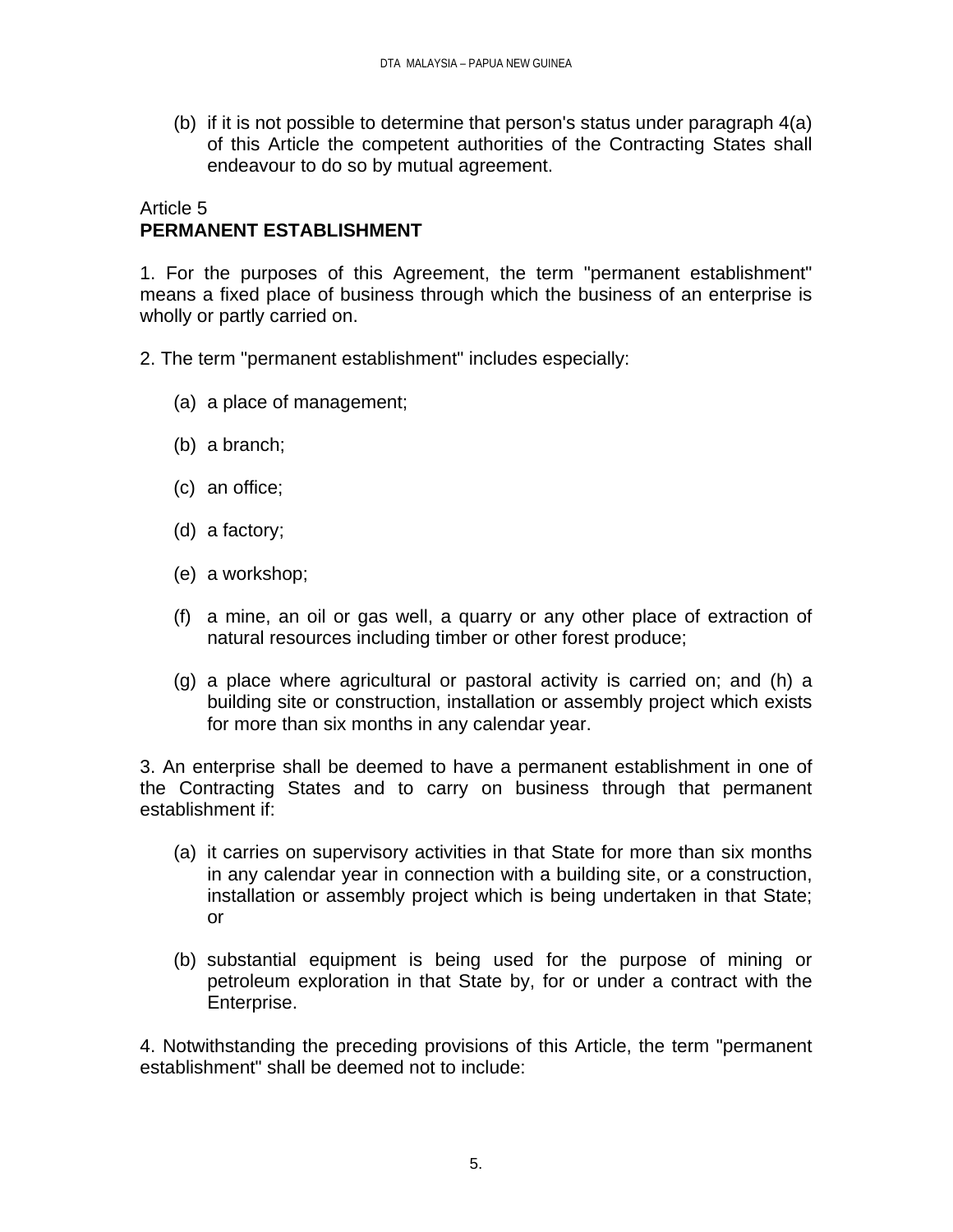(b) if it is not possible to determine that person's status under paragraph 4(a) of this Article the competent authorities of the Contracting States shall endeavour to do so by mutual agreement.

Article 5
**PERMANENT ESTABLISHMENT**

1. For the purposes of this Agreement, the term "permanent establishment" means a fixed place of business through which the business of an enterprise is wholly or partly carried on.

2. The term "permanent establishment" includes especially:

(a) a place of management;

(b) a branch;

(c) an office;

(d) a factory;

(e) a workshop;

(f) a mine, an oil or gas well, a quarry or any other place of extraction of natural resources including timber or other forest produce;

(g) a place where agricultural or pastoral activity is carried on; and (h) a building site or construction, installation or assembly project which exists for more than six months in any calendar year.

3. An enterprise shall be deemed to have a permanent establishment in one of the Contracting States and to carry on business through that permanent establishment if:

(a) it carries on supervisory activities in that State for more than six months in any calendar year in connection with a building site, or a construction, installation or assembly project which is being undertaken in that State; or

(b) substantial equipment is being used for the purpose of mining or petroleum exploration in that State by, for or under a contract with the Enterprise.

4. Notwithstanding the preceding provisions of this Article, the term "permanent establishment" shall be deemed not to include: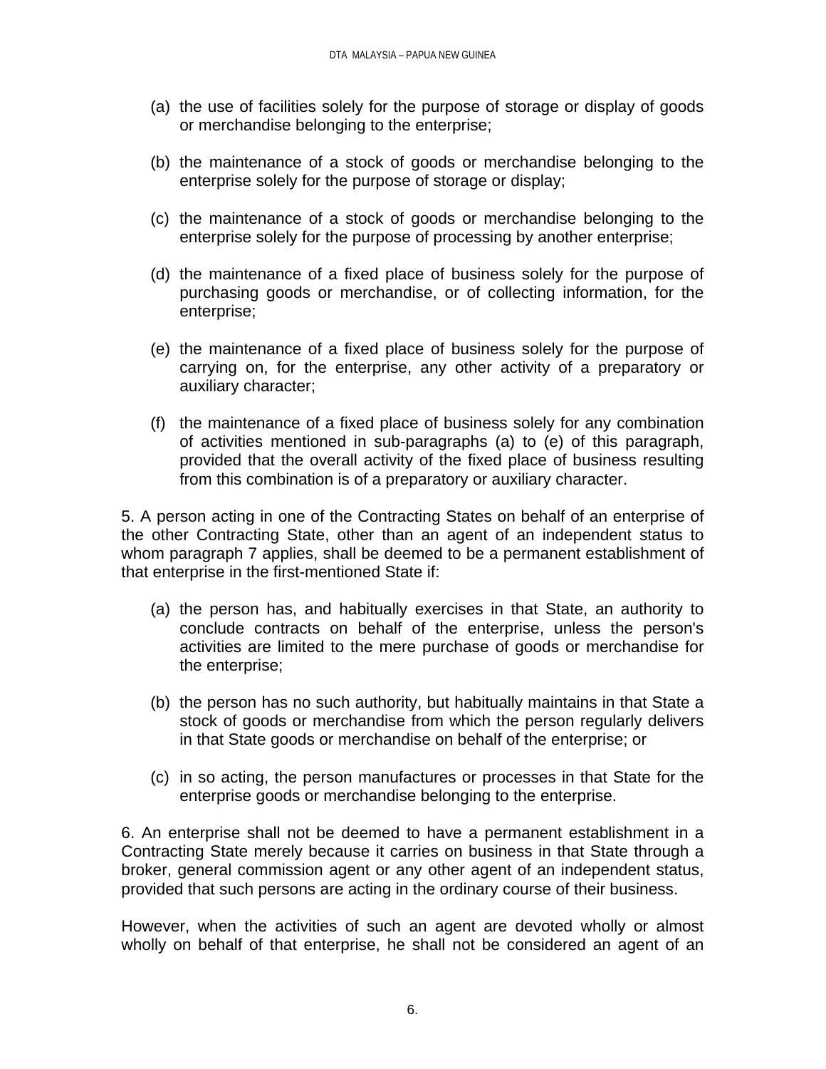(a) the use of facilities solely for the purpose of storage or display of goods or merchandise belonging to the enterprise;

(b) the maintenance of a stock of goods or merchandise belonging to the enterprise solely for the purpose of storage or display;

(c) the maintenance of a stock of goods or merchandise belonging to the enterprise solely for the purpose of processing by another enterprise;

(d) the maintenance of a fixed place of business solely for the purpose of purchasing goods or merchandise, or of collecting information, for the enterprise;

(e) the maintenance of a fixed place of business solely for the purpose of carrying on, for the enterprise, any other activity of a preparatory or auxiliary character;

(f) the maintenance of a fixed place of business solely for any combination of activities mentioned in sub-paragraphs (a) to (e) of this paragraph, provided that the overall activity of the fixed place of business resulting from this combination is of a preparatory or auxiliary character.

5. A person acting in one of the Contracting States on behalf of an enterprise of the other Contracting State, other than an agent of an independent status to whom paragraph 7 applies, shall be deemed to be a permanent establishment of that enterprise in the first-mentioned State if:

(a) the person has, and habitually exercises in that State, an authority to conclude contracts on behalf of the enterprise, unless the person's activities are limited to the mere purchase of goods or merchandise for the enterprise;

(b) the person has no such authority, but habitually maintains in that State a stock of goods or merchandise from which the person regularly delivers in that State goods or merchandise on behalf of the enterprise; or

(c) in so acting, the person manufactures or processes in that State for the enterprise goods or merchandise belonging to the enterprise.

6. An enterprise shall not be deemed to have a permanent establishment in a Contracting State merely because it carries on business in that State through a broker, general commission agent or any other agent of an independent status, provided that such persons are acting in the ordinary course of their business.

However, when the activities of such an agent are devoted wholly or almost wholly on behalf of that enterprise, he shall not be considered an agent of an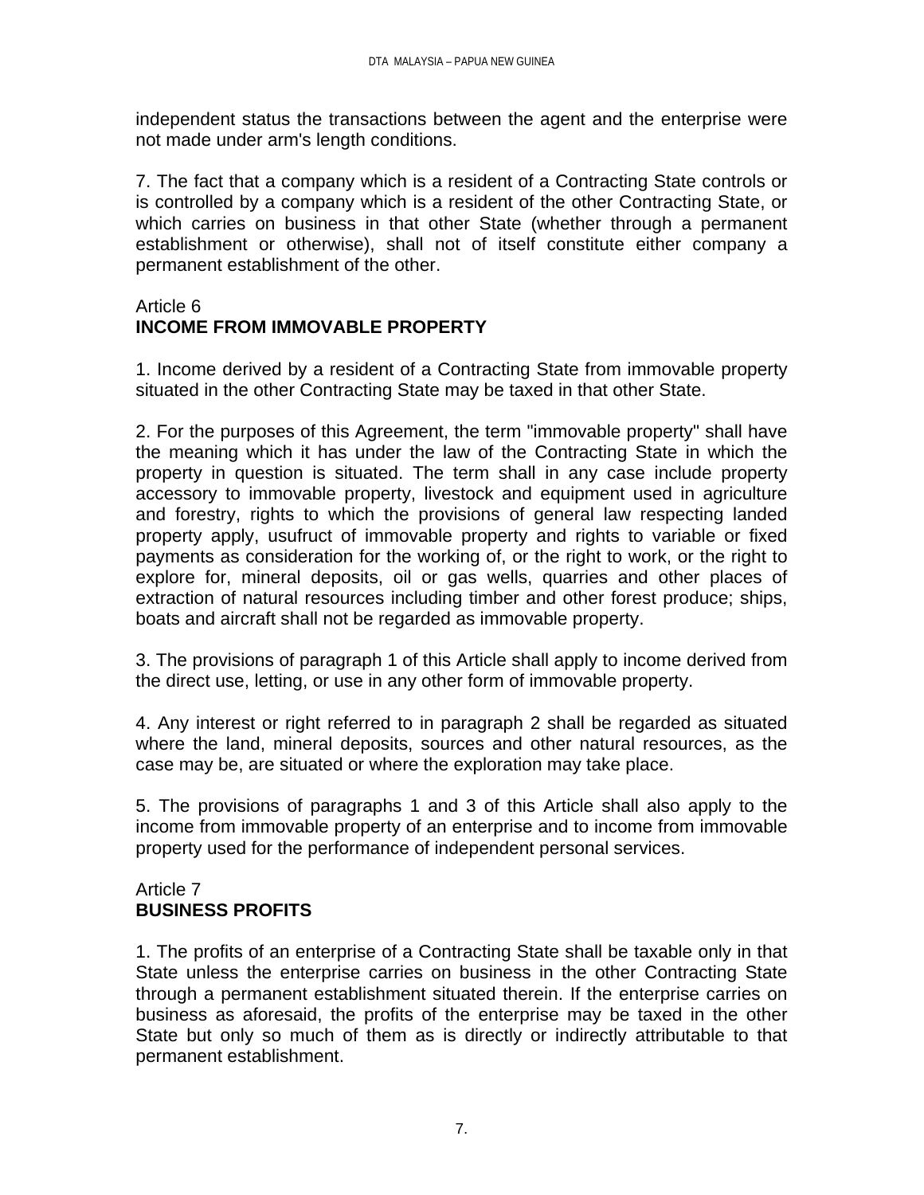independent status the transactions between the agent and the enterprise were not made under arm's length conditions.

7. The fact that a company which is a resident of a Contracting State controls or is controlled by a company which is a resident of the other Contracting State, or which carries on business in that other State (whether through a permanent establishment or otherwise), shall not of itself constitute either company a permanent establishment of the other.

Article 6
**INCOME FROM IMMOVABLE PROPERTY**

1. Income derived by a resident of a Contracting State from immovable property situated in the other Contracting State may be taxed in that other State.

2. For the purposes of this Agreement, the term "immovable property" shall have the meaning which it has under the law of the Contracting State in which the property in question is situated. The term shall in any case include property accessory to immovable property, livestock and equipment used in agriculture and forestry, rights to which the provisions of general law respecting landed property apply, usufruct of immovable property and rights to variable or fixed payments as consideration for the working of, or the right to work, or the right to explore for, mineral deposits, oil or gas wells, quarries and other places of extraction of natural resources including timber and other forest produce; ships, boats and aircraft shall not be regarded as immovable property.

3. The provisions of paragraph 1 of this Article shall apply to income derived from the direct use, letting, or use in any other form of immovable property.

4. Any interest or right referred to in paragraph 2 shall be regarded as situated where the land, mineral deposits, sources and other natural resources, as the case may be, are situated or where the exploration may take place.

5. The provisions of paragraphs 1 and 3 of this Article shall also apply to the income from immovable property of an enterprise and to income from immovable property used for the performance of independent personal services.

Article 7
**BUSINESS PROFITS**

1. The profits of an enterprise of a Contracting State shall be taxable only in that State unless the enterprise carries on business in the other Contracting State through a permanent establishment situated therein. If the enterprise carries on business as aforesaid, the profits of the enterprise may be taxed in the other State but only so much of them as is directly or indirectly attributable to that permanent establishment.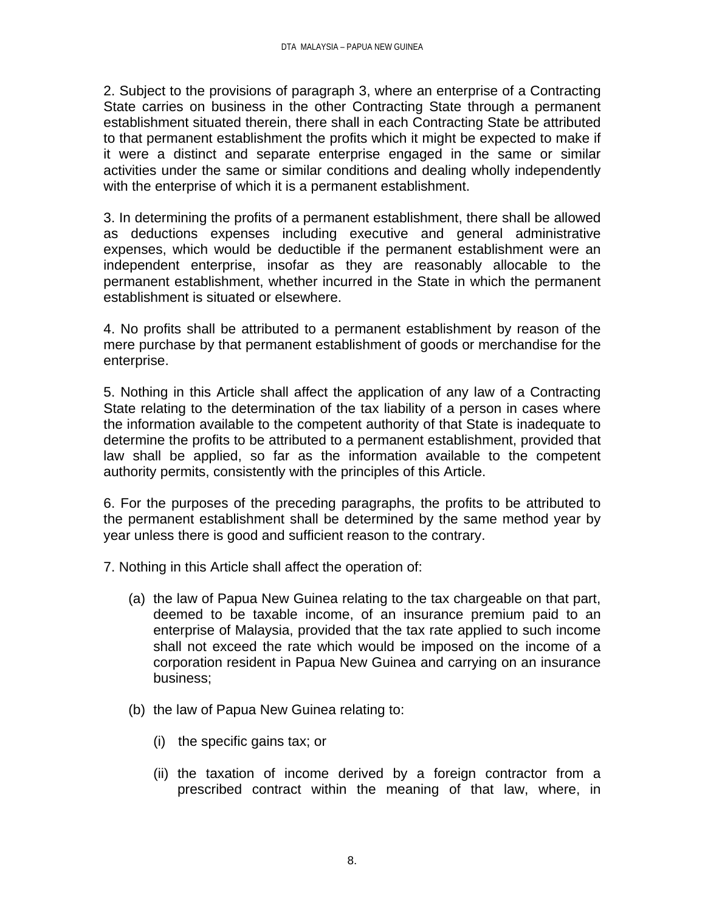2. Subject to the provisions of paragraph 3, where an enterprise of a Contracting State carries on business in the other Contracting State through a permanent establishment situated therein, there shall in each Contracting State be attributed to that permanent establishment the profits which it might be expected to make if it were a distinct and separate enterprise engaged in the same or similar activities under the same or similar conditions and dealing wholly independently with the enterprise of which it is a permanent establishment.

3. In determining the profits of a permanent establishment, there shall be allowed as deductions expenses including executive and general administrative expenses, which would be deductible if the permanent establishment were an independent enterprise, insofar as they are reasonably allocable to the permanent establishment, whether incurred in the State in which the permanent establishment is situated or elsewhere.

4. No profits shall be attributed to a permanent establishment by reason of the mere purchase by that permanent establishment of goods or merchandise for the enterprise.

5. Nothing in this Article shall affect the application of any law of a Contracting State relating to the determination of the tax liability of a person in cases where the information available to the competent authority of that State is inadequate to determine the profits to be attributed to a permanent establishment, provided that law shall be applied, so far as the information available to the competent authority permits, consistently with the principles of this Article.

6. For the purposes of the preceding paragraphs, the profits to be attributed to the permanent establishment shall be determined by the same method year by year unless there is good and sufficient reason to the contrary.

7. Nothing in this Article shall affect the operation of:

(a) the law of Papua New Guinea relating to the tax chargeable on that part, deemed to be taxable income, of an insurance premium paid to an enterprise of Malaysia, provided that the tax rate applied to such income shall not exceed the rate which would be imposed on the income of a corporation resident in Papua New Guinea and carrying on an insurance business;

(b) the law of Papua New Guinea relating to:

(i) the specific gains tax; or

(ii) the taxation of income derived by a foreign contractor from a prescribed contract within the meaning of that law, where, in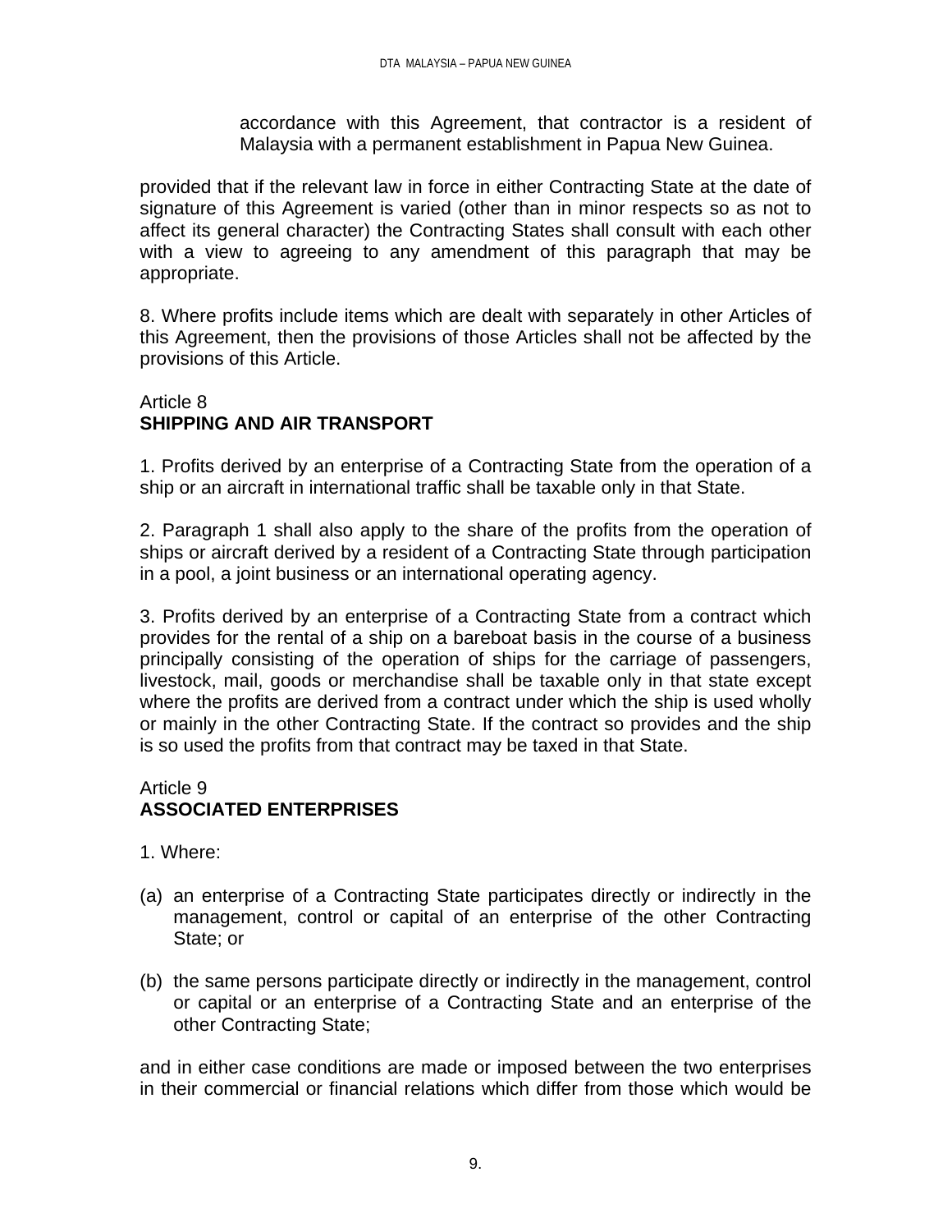accordance with this Agreement, that contractor is a resident of Malaysia with a permanent establishment in Papua New Guinea.

provided that if the relevant law in force in either Contracting State at the date of signature of this Agreement is varied (other than in minor respects so as not to affect its general character) the Contracting States shall consult with each other with a view to agreeing to any amendment of this paragraph that may be appropriate.

8. Where profits include items which are dealt with separately in other Articles of this Agreement, then the provisions of those Articles shall not be affected by the provisions of this Article.

## Article 8
## SHIPPING AND AIR TRANSPORT

1. Profits derived by an enterprise of a Contracting State from the operation of a ship or an aircraft in international traffic shall be taxable only in that State.

2. Paragraph 1 shall also apply to the share of the profits from the operation of ships or aircraft derived by a resident of a Contracting State through participation in a pool, a joint business or an international operating agency.

3. Profits derived by an enterprise of a Contracting State from a contract which provides for the rental of a ship on a bareboat basis in the course of a business principally consisting of the operation of ships for the carriage of passengers, livestock, mail, goods or merchandise shall be taxable only in that state except where the profits are derived from a contract under which the ship is used wholly or mainly in the other Contracting State. If the contract so provides and the ship is so used the profits from that contract may be taxed in that State.

## Article 9
## ASSOCIATED ENTERPRISES

1. Where:

(a) an enterprise of a Contracting State participates directly or indirectly in the management, control or capital of an enterprise of the other Contracting State; or

(b) the same persons participate directly or indirectly in the management, control or capital or an enterprise of a Contracting State and an enterprise of the other Contracting State;

and in either case conditions are made or imposed between the two enterprises in their commercial or financial relations which differ from those which would be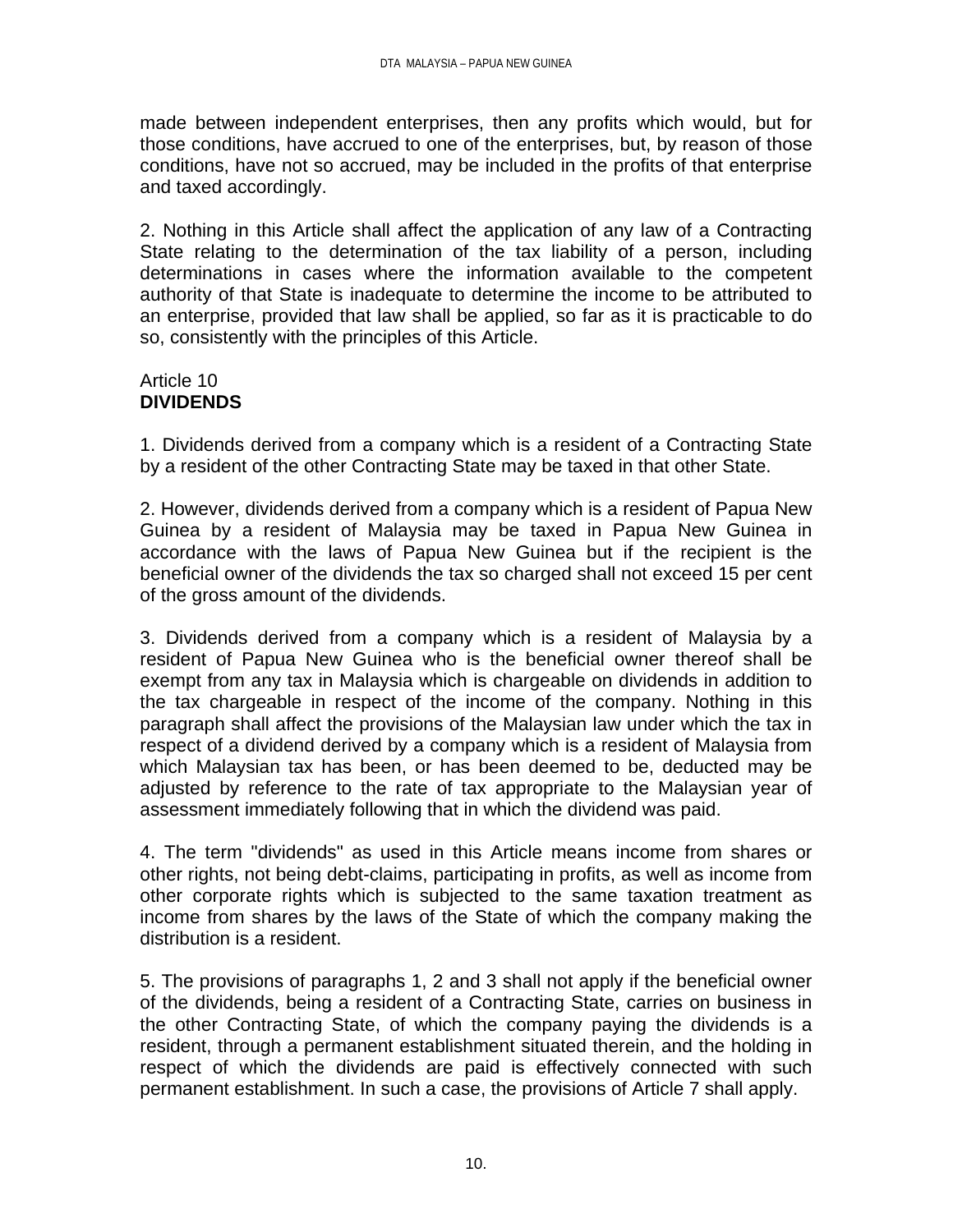made between independent enterprises, then any profits which would, but for those conditions, have accrued to one of the enterprises, but, by reason of those conditions, have not so accrued, may be included in the profits of that enterprise and taxed accordingly.

2. Nothing in this Article shall affect the application of any law of a Contracting State relating to the determination of the tax liability of a person, including determinations in cases where the information available to the competent authority of that State is inadequate to determine the income to be attributed to an enterprise, provided that law shall be applied, so far as it is practicable to do so, consistently with the principles of this Article.

Article 10
**DIVIDENDS**

1. Dividends derived from a company which is a resident of a Contracting State by a resident of the other Contracting State may be taxed in that other State.

2. However, dividends derived from a company which is a resident of Papua New Guinea by a resident of Malaysia may be taxed in Papua New Guinea in accordance with the laws of Papua New Guinea but if the recipient is the beneficial owner of the dividends the tax so charged shall not exceed 15 per cent of the gross amount of the dividends.

3. Dividends derived from a company which is a resident of Malaysia by a resident of Papua New Guinea who is the beneficial owner thereof shall be exempt from any tax in Malaysia which is chargeable on dividends in addition to the tax chargeable in respect of the income of the company. Nothing in this paragraph shall affect the provisions of the Malaysian law under which the tax in respect of a dividend derived by a company which is a resident of Malaysia from which Malaysian tax has been, or has been deemed to be, deducted may be adjusted by reference to the rate of tax appropriate to the Malaysian year of assessment immediately following that in which the dividend was paid.

4. The term "dividends" as used in this Article means income from shares or other rights, not being debt-claims, participating in profits, as well as income from other corporate rights which is subjected to the same taxation treatment as income from shares by the laws of the State of which the company making the distribution is a resident.

5. The provisions of paragraphs 1, 2 and 3 shall not apply if the beneficial owner of the dividends, being a resident of a Contracting State, carries on business in the other Contracting State, of which the company paying the dividends is a resident, through a permanent establishment situated therein, and the holding in respect of which the dividends are paid is effectively connected with such permanent establishment. In such a case, the provisions of Article 7 shall apply.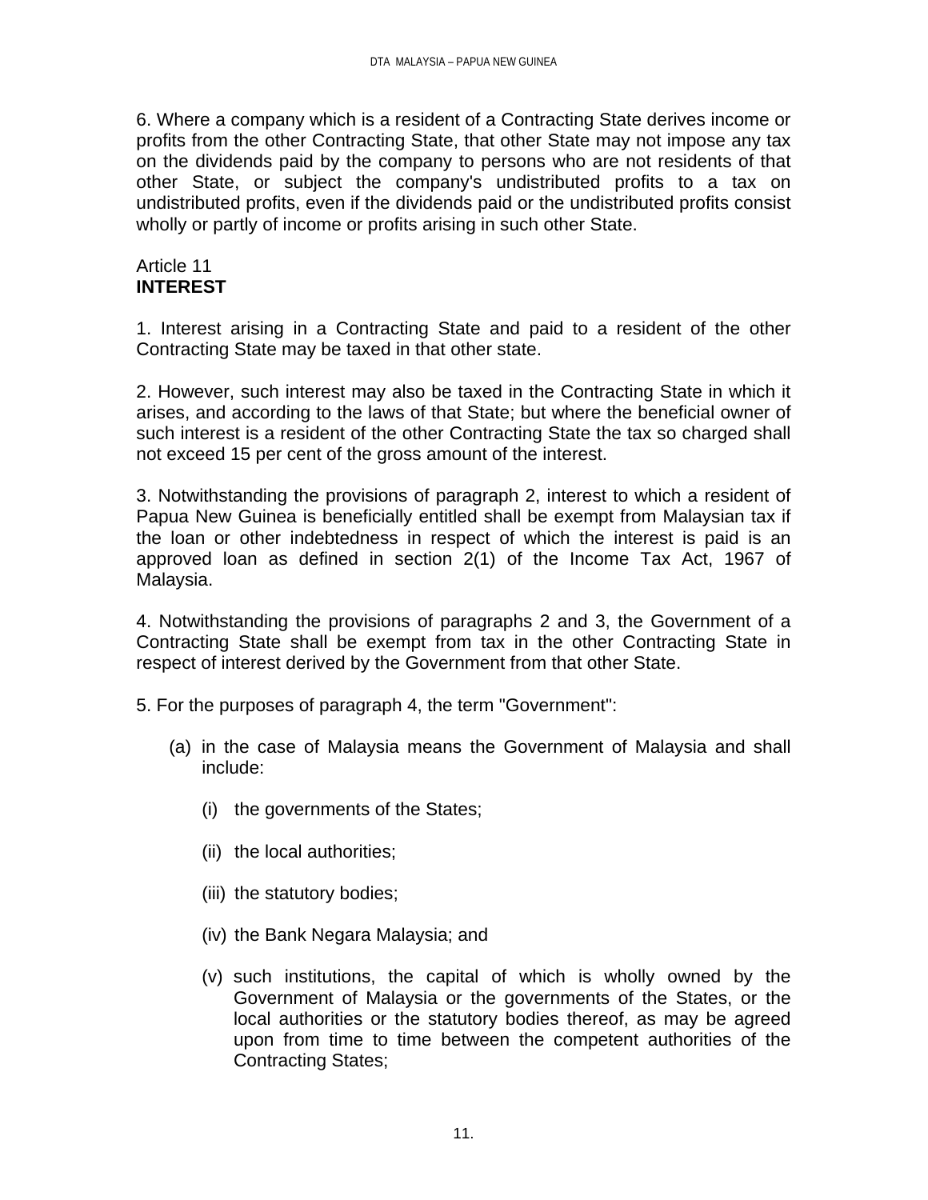6. Where a company which is a resident of a Contracting State derives income or profits from the other Contracting State, that other State may not impose any tax on the dividends paid by the company to persons who are not residents of that other State, or subject the company's undistributed profits to a tax on undistributed profits, even if the dividends paid or the undistributed profits consist wholly or partly of income or profits arising in such other State.

Article 11
**INTEREST**

1. Interest arising in a Contracting State and paid to a resident of the other Contracting State may be taxed in that other state.

2. However, such interest may also be taxed in the Contracting State in which it arises, and according to the laws of that State; but where the beneficial owner of such interest is a resident of the other Contracting State the tax so charged shall not exceed 15 per cent of the gross amount of the interest.

3. Notwithstanding the provisions of paragraph 2, interest to which a resident of Papua New Guinea is beneficially entitled shall be exempt from Malaysian tax if the loan or other indebtedness in respect of which the interest is paid is an approved loan as defined in section 2(1) of the Income Tax Act, 1967 of Malaysia.

4. Notwithstanding the provisions of paragraphs 2 and 3, the Government of a Contracting State shall be exempt from tax in the other Contracting State in respect of interest derived by the Government from that other State.

5. For the purposes of paragraph 4, the term "Government":

(a) in the case of Malaysia means the Government of Malaysia and shall include:

    (i) the governments of the States;

    (ii) the local authorities;

    (iii) the statutory bodies;

    (iv) the Bank Negara Malaysia; and

    (v) such institutions, the capital of which is wholly owned by the Government of Malaysia or the governments of the States, or the local authorities or the statutory bodies thereof, as may be agreed upon from time to time between the competent authorities of the Contracting States;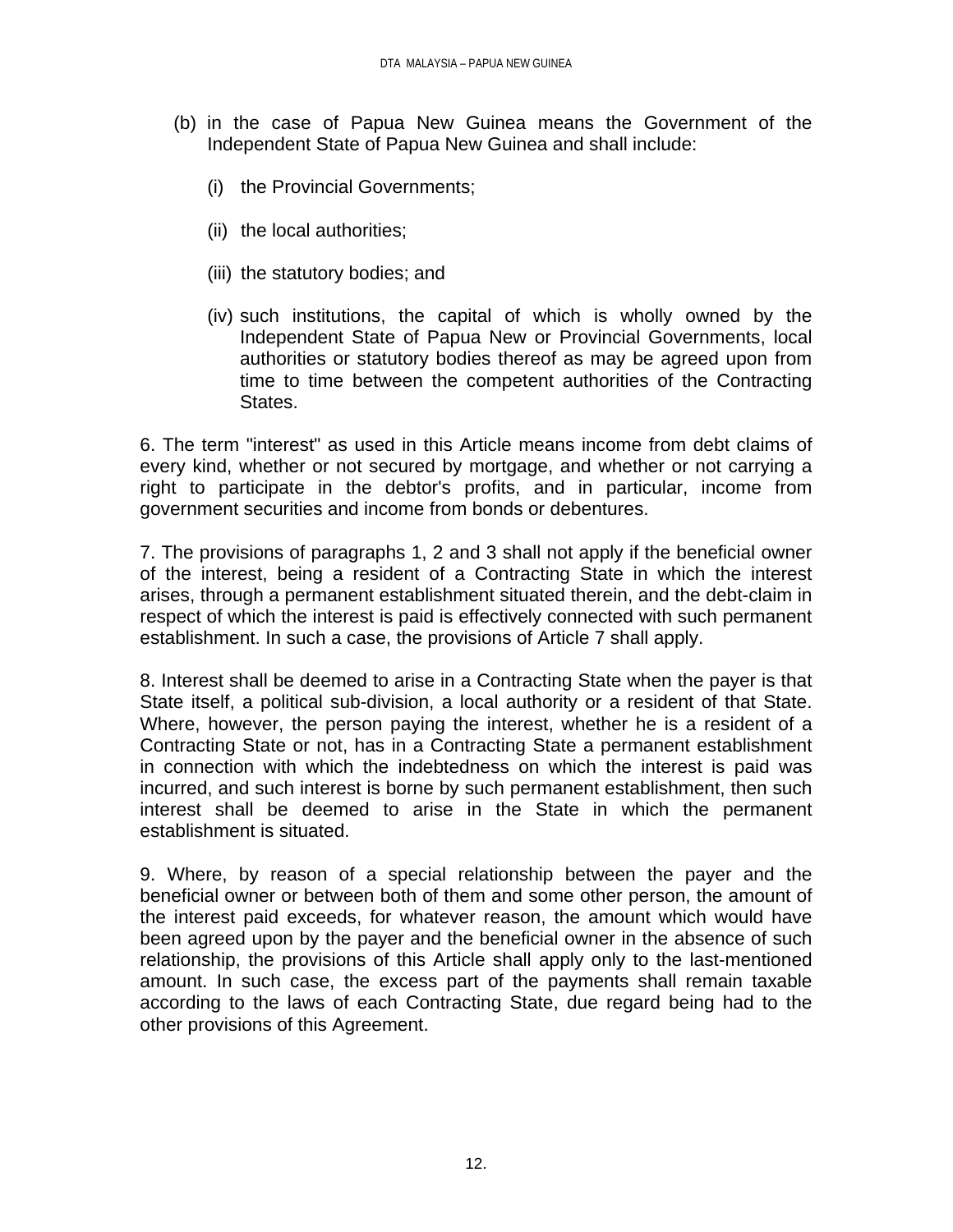(b) in the case of Papua New Guinea means the Government of the Independent State of Papua New Guinea and shall include:

   (i) the Provincial Governments;

   (ii) the local authorities;

   (iii) the statutory bodies; and

   (iv) such institutions, the capital of which is wholly owned by the Independent State of Papua New or Provincial Governments, local authorities or statutory bodies thereof as may be agreed upon from time to time between the competent authorities of the Contracting States.

6. The term "interest" as used in this Article means income from debt claims of every kind, whether or not secured by mortgage, and whether or not carrying a right to participate in the debtor's profits, and in particular, income from government securities and income from bonds or debentures.

7. The provisions of paragraphs 1, 2 and 3 shall not apply if the beneficial owner of the interest, being a resident of a Contracting State in which the interest arises, through a permanent establishment situated therein, and the debt-claim in respect of which the interest is paid is effectively connected with such permanent establishment. In such a case, the provisions of Article 7 shall apply.

8. Interest shall be deemed to arise in a Contracting State when the payer is that State itself, a political sub-division, a local authority or a resident of that State. Where, however, the person paying the interest, whether he is a resident of a Contracting State or not, has in a Contracting State a permanent establishment in connection with which the indebtedness on which the interest is paid was incurred, and such interest is borne by such permanent establishment, then such interest shall be deemed to arise in the State in which the permanent establishment is situated.

9. Where, by reason of a special relationship between the payer and the beneficial owner or between both of them and some other person, the amount of the interest paid exceeds, for whatever reason, the amount which would have been agreed upon by the payer and the beneficial owner in the absence of such relationship, the provisions of this Article shall apply only to the last-mentioned amount. In such case, the excess part of the payments shall remain taxable according to the laws of each Contracting State, due regard being had to the other provisions of this Agreement.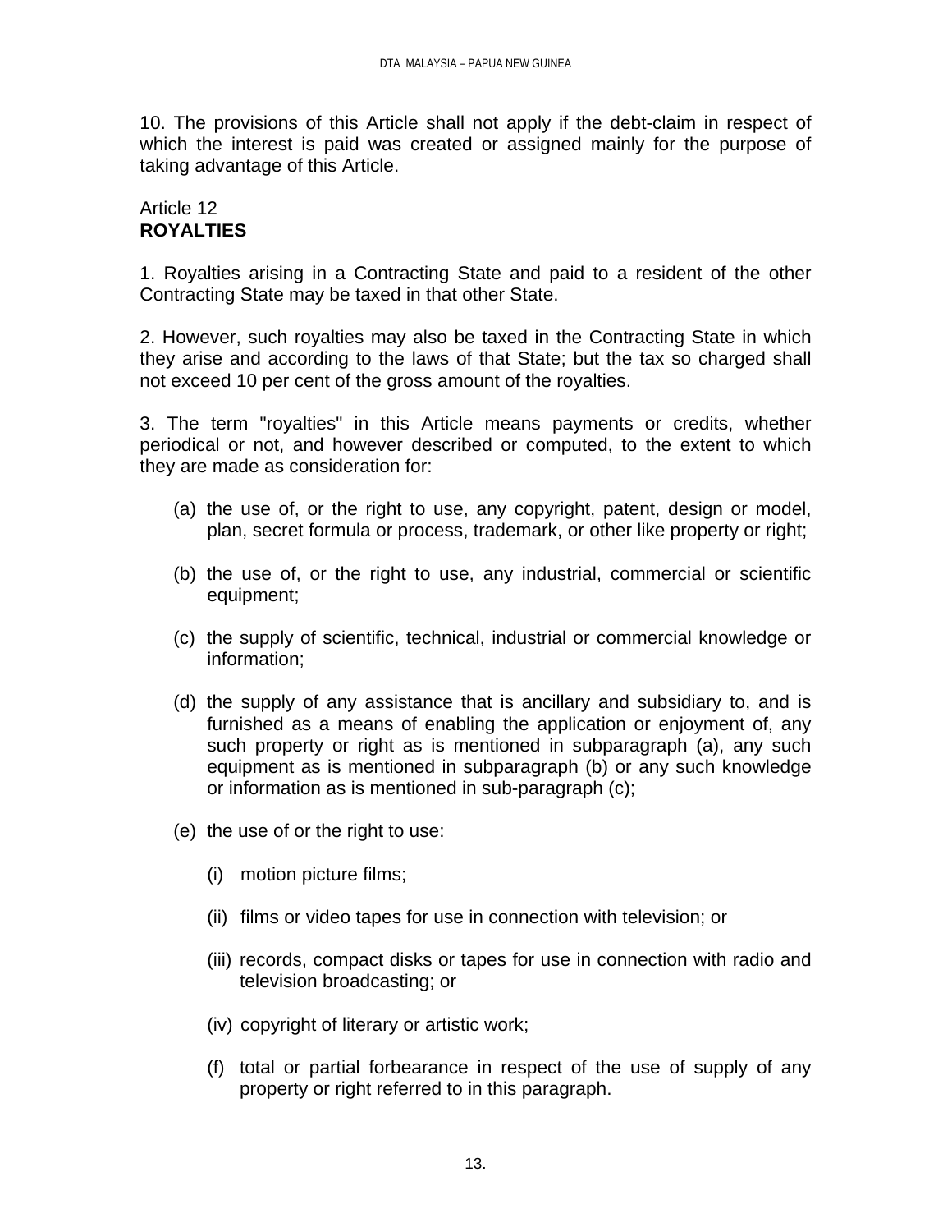10. The provisions of this Article shall not apply if the debt-claim in respect of which the interest is paid was created or assigned mainly for the purpose of taking advantage of this Article.

Article 12
**ROYALTIES**

1. Royalties arising in a Contracting State and paid to a resident of the other Contracting State may be taxed in that other State.

2. However, such royalties may also be taxed in the Contracting State in which they arise and according to the laws of that State; but the tax so charged shall not exceed 10 per cent of the gross amount of the royalties.

3. The term "royalties" in this Article means payments or credits, whether periodical or not, and however described or computed, to the extent to which they are made as consideration for:

(a) the use of, or the right to use, any copyright, patent, design or model, plan, secret formula or process, trademark, or other like property or right;

(b) the use of, or the right to use, any industrial, commercial or scientific equipment;

(c) the supply of scientific, technical, industrial or commercial knowledge or information;

(d) the supply of any assistance that is ancillary and subsidiary to, and is furnished as a means of enabling the application or enjoyment of, any such property or right as is mentioned in subparagraph (a), any such equipment as is mentioned in subparagraph (b) or any such knowledge or information as is mentioned in sub-paragraph (c);

(e) the use of or the right to use:

   (i) motion picture films;

   (ii) films or video tapes for use in connection with television; or

   (iii) records, compact disks or tapes for use in connection with radio and television broadcasting; or

   (iv) copyright of literary or artistic work;

   (f) total or partial forbearance in respect of the use of supply of any property or right referred to in this paragraph.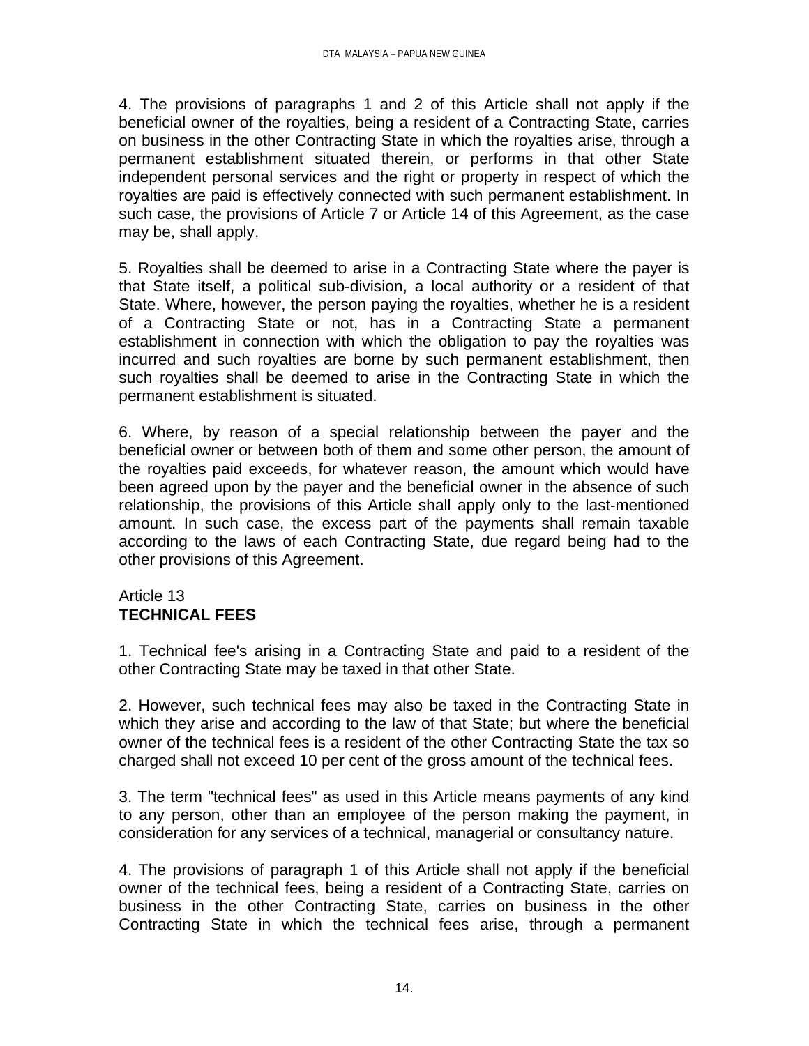4. The provisions of paragraphs 1 and 2 of this Article shall not apply if the beneficial owner of the royalties, being a resident of a Contracting State, carries on business in the other Contracting State in which the royalties arise, through a permanent establishment situated therein, or performs in that other State independent personal services and the right or property in respect of which the royalties are paid is effectively connected with such permanent establishment. In such case, the provisions of Article 7 or Article 14 of this Agreement, as the case may be, shall apply.

5. Royalties shall be deemed to arise in a Contracting State where the payer is that State itself, a political sub-division, a local authority or a resident of that State. Where, however, the person paying the royalties, whether he is a resident of a Contracting State or not, has in a Contracting State a permanent establishment in connection with which the obligation to pay the royalties was incurred and such royalties are borne by such permanent establishment, then such royalties shall be deemed to arise in the Contracting State in which the permanent establishment is situated.

6. Where, by reason of a special relationship between the payer and the beneficial owner or between both of them and some other person, the amount of the royalties paid exceeds, for whatever reason, the amount which would have been agreed upon by the payer and the beneficial owner in the absence of such relationship, the provisions of this Article shall apply only to the last-mentioned amount. In such case, the excess part of the payments shall remain taxable according to the laws of each Contracting State, due regard being had to the other provisions of this Agreement.

Article 13
**TECHNICAL FEES**

1. Technical fee's arising in a Contracting State and paid to a resident of the other Contracting State may be taxed in that other State.

2. However, such technical fees may also be taxed in the Contracting State in which they arise and according to the law of that State; but where the beneficial owner of the technical fees is a resident of the other Contracting State the tax so charged shall not exceed 10 per cent of the gross amount of the technical fees.

3. The term "technical fees" as used in this Article means payments of any kind to any person, other than an employee of the person making the payment, in consideration for any services of a technical, managerial or consultancy nature.

4. The provisions of paragraph 1 of this Article shall not apply if the beneficial owner of the technical fees, being a resident of a Contracting State, carries on business in the other Contracting State, carries on business in the other Contracting State in which the technical fees arise, through a permanent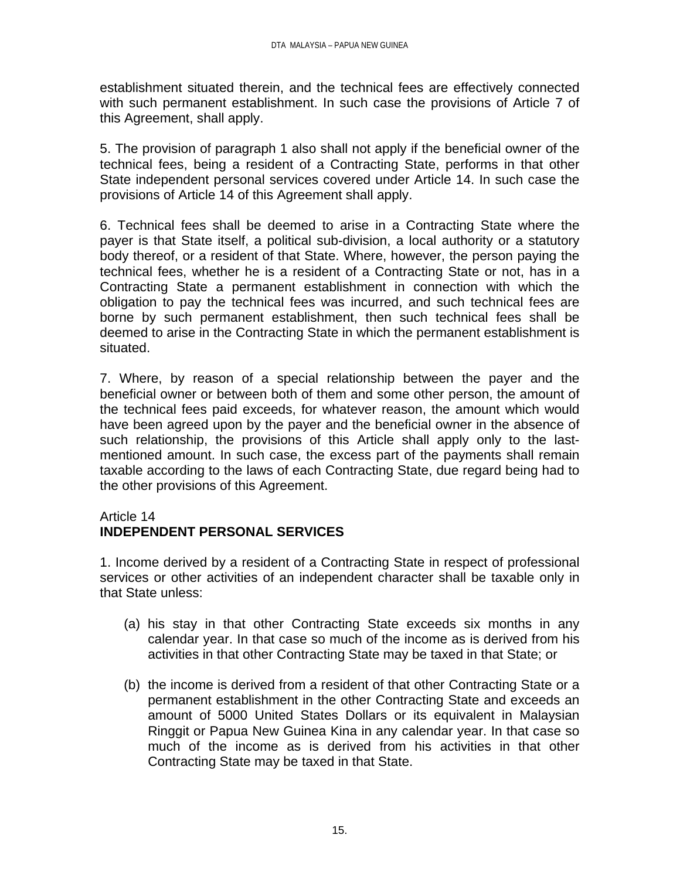establishment situated therein, and the technical fees are effectively connected with such permanent establishment. In such case the provisions of Article 7 of this Agreement, shall apply.

5. The provision of paragraph 1 also shall not apply if the beneficial owner of the technical fees, being a resident of a Contracting State, performs in that other State independent personal services covered under Article 14. In such case the provisions of Article 14 of this Agreement shall apply.

6. Technical fees shall be deemed to arise in a Contracting State where the payer is that State itself, a political sub-division, a local authority or a statutory body thereof, or a resident of that State. Where, however, the person paying the technical fees, whether he is a resident of a Contracting State or not, has in a Contracting State a permanent establishment in connection with which the obligation to pay the technical fees was incurred, and such technical fees are borne by such permanent establishment, then such technical fees shall be deemed to arise in the Contracting State in which the permanent establishment is situated.

7. Where, by reason of a special relationship between the payer and the beneficial owner or between both of them and some other person, the amount of the technical fees paid exceeds, for whatever reason, the amount which would have been agreed upon by the payer and the beneficial owner in the absence of such relationship, the provisions of this Article shall apply only to the last-mentioned amount. In such case, the excess part of the payments shall remain taxable according to the laws of each Contracting State, due regard being had to the other provisions of this Agreement.

Article 14
**INDEPENDENT PERSONAL SERVICES**

1. Income derived by a resident of a Contracting State in respect of professional services or other activities of an independent character shall be taxable only in that State unless:

(a) his stay in that other Contracting State exceeds six months in any calendar year. In that case so much of the income as is derived from his activities in that other Contracting State may be taxed in that State; or

(b) the income is derived from a resident of that other Contracting State or a permanent establishment in the other Contracting State and exceeds an amount of 5000 United States Dollars or its equivalent in Malaysian Ringgit or Papua New Guinea Kina in any calendar year. In that case so much of the income as is derived from his activities in that other Contracting State may be taxed in that State.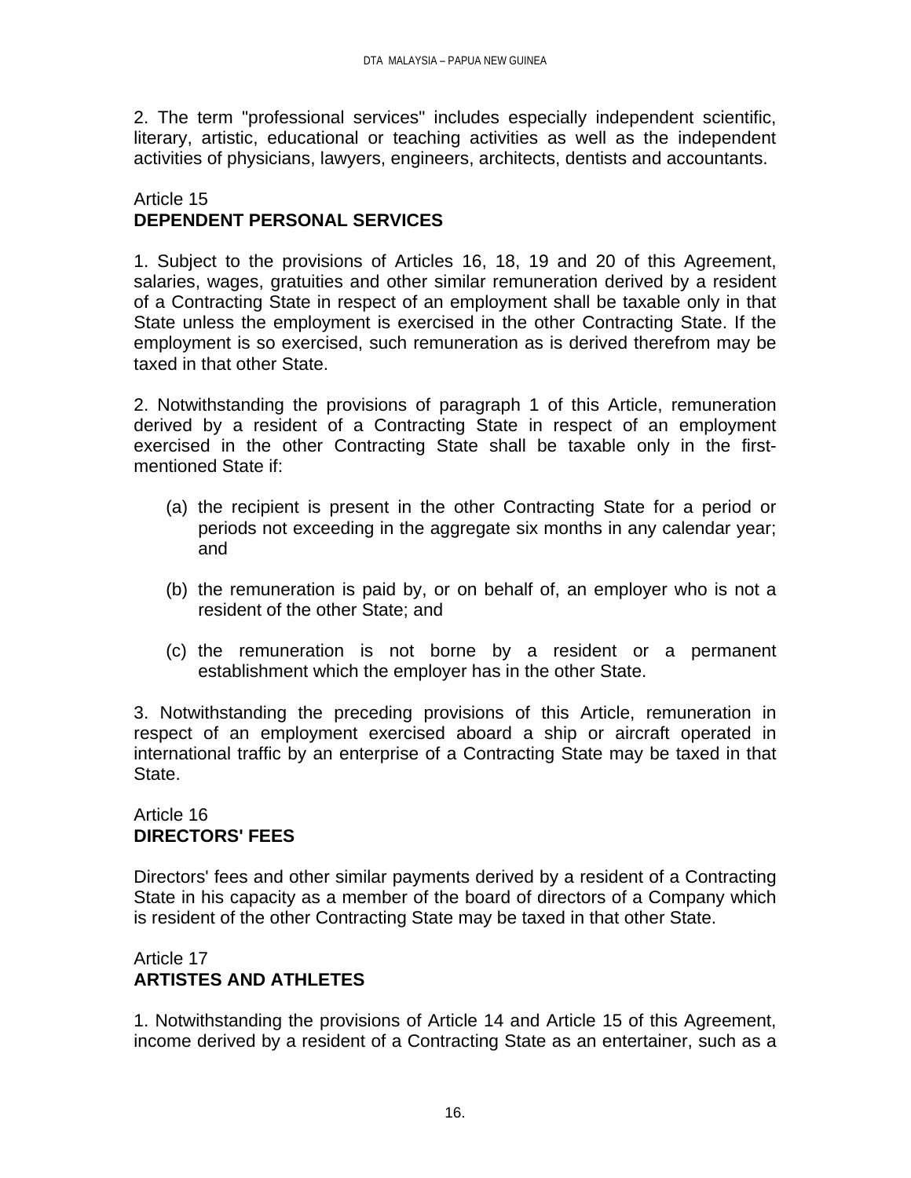2. The term "professional services" includes especially independent scientific, literary, artistic, educational or teaching activities as well as the independent activities of physicians, lawyers, engineers, architects, dentists and accountants.

Article 15
**DEPENDENT PERSONAL SERVICES**

1. Subject to the provisions of Articles 16, 18, 19 and 20 of this Agreement, salaries, wages, gratuities and other similar remuneration derived by a resident of a Contracting State in respect of an employment shall be taxable only in that State unless the employment is exercised in the other Contracting State. If the employment is so exercised, such remuneration as is derived therefrom may be taxed in that other State.

2. Notwithstanding the provisions of paragraph 1 of this Article, remuneration derived by a resident of a Contracting State in respect of an employment exercised in the other Contracting State shall be taxable only in the first-mentioned State if:

(a) the recipient is present in the other Contracting State for a period or periods not exceeding in the aggregate six months in any calendar year; and

(b) the remuneration is paid by, or on behalf of, an employer who is not a resident of the other State; and

(c) the remuneration is not borne by a resident or a permanent establishment which the employer has in the other State.

3. Notwithstanding the preceding provisions of this Article, remuneration in respect of an employment exercised aboard a ship or aircraft operated in international traffic by an enterprise of a Contracting State may be taxed in that State.

Article 16
**DIRECTORS' FEES**

Directors' fees and other similar payments derived by a resident of a Contracting State in his capacity as a member of the board of directors of a Company which is resident of the other Contracting State may be taxed in that other State.

Article 17
**ARTISTES AND ATHLETES**

1. Notwithstanding the provisions of Article 14 and Article 15 of this Agreement, income derived by a resident of a Contracting State as an entertainer, such as a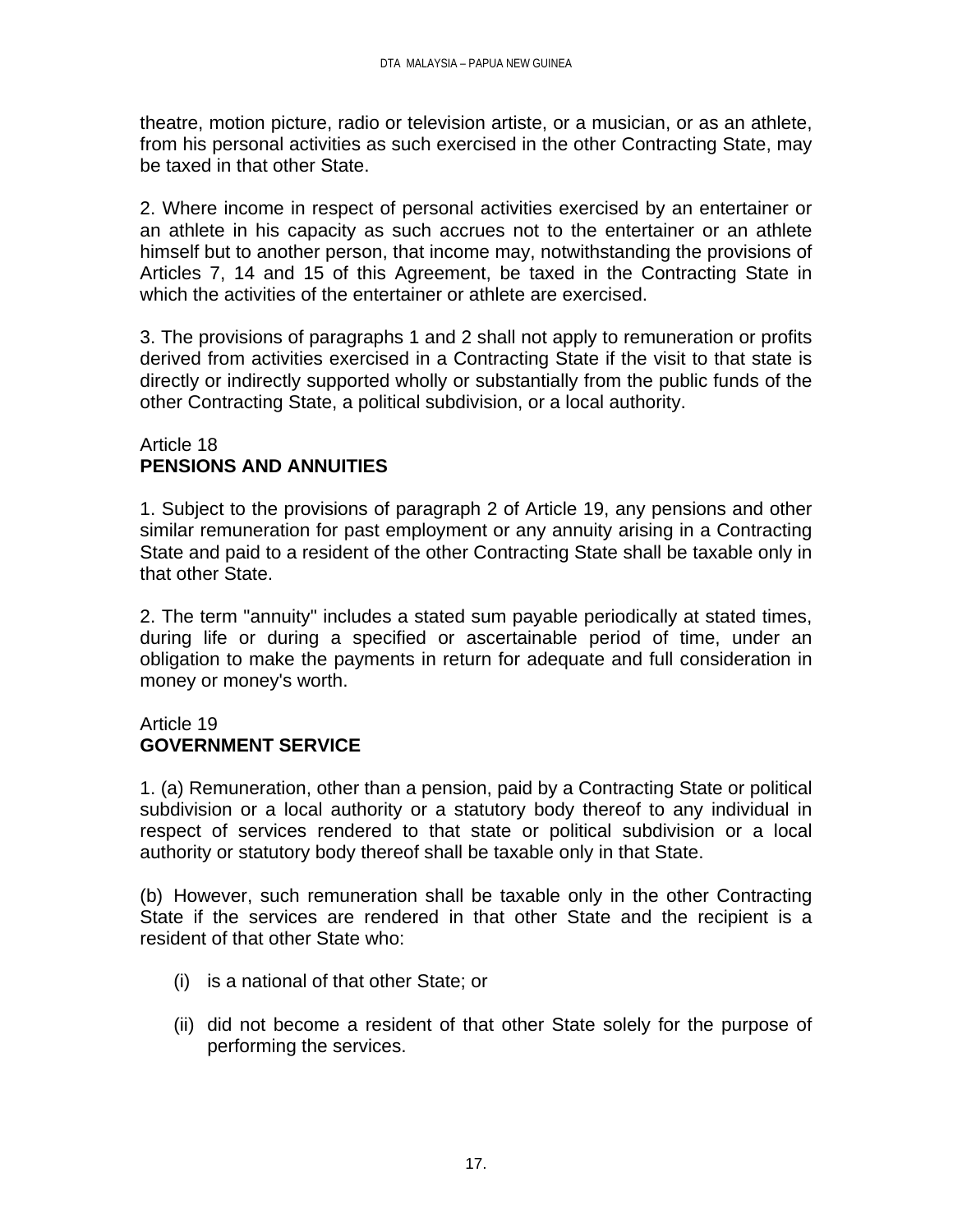theatre, motion picture, radio or television artiste, or a musician, or as an athlete, from his personal activities as such exercised in the other Contracting State, may be taxed in that other State.

2. Where income in respect of personal activities exercised by an entertainer or an athlete in his capacity as such accrues not to the entertainer or an athlete himself but to another person, that income may, notwithstanding the provisions of Articles 7, 14 and 15 of this Agreement, be taxed in the Contracting State in which the activities of the entertainer or athlete are exercised.

3. The provisions of paragraphs 1 and 2 shall not apply to remuneration or profits derived from activities exercised in a Contracting State if the visit to that state is directly or indirectly supported wholly or substantially from the public funds of the other Contracting State, a political subdivision, or a local authority.

## Article 18
## PENSIONS AND ANNUITIES

1. Subject to the provisions of paragraph 2 of Article 19, any pensions and other similar remuneration for past employment or any annuity arising in a Contracting State and paid to a resident of the other Contracting State shall be taxable only in that other State.

2. The term "annuity" includes a stated sum payable periodically at stated times, during life or during a specified or ascertainable period of time, under an obligation to make the payments in return for adequate and full consideration in money or money's worth.

## Article 19
## GOVERNMENT SERVICE

1. (a) Remuneration, other than a pension, paid by a Contracting State or political subdivision or a local authority or a statutory body thereof to any individual in respect of services rendered to that state or political subdivision or a local authority or statutory body thereof shall be taxable only in that State.

(b) However, such remuneration shall be taxable only in the other Contracting State if the services are rendered in that other State and the recipient is a resident of that other State who:

(i) is a national of that other State; or

(ii) did not become a resident of that other State solely for the purpose of performing the services.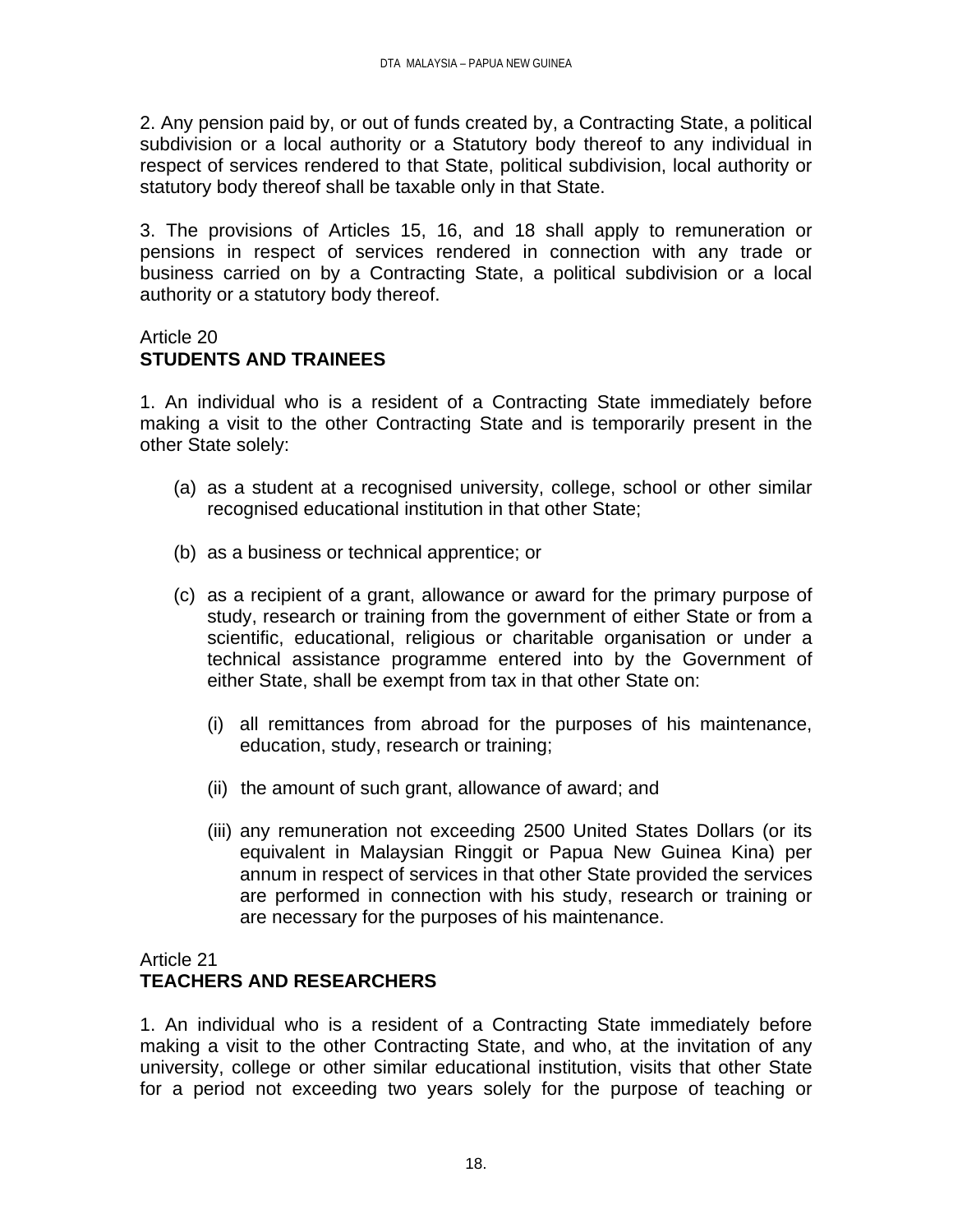2. Any pension paid by, or out of funds created by, a Contracting State, a political subdivision or a local authority or a Statutory body thereof to any individual in respect of services rendered to that State, political subdivision, local authority or statutory body thereof shall be taxable only in that State.

3. The provisions of Articles 15, 16, and 18 shall apply to remuneration or pensions in respect of services rendered in connection with any trade or business carried on by a Contracting State, a political subdivision or a local authority or a statutory body thereof.

Article 20
**STUDENTS AND TRAINEES**

1. An individual who is a resident of a Contracting State immediately before making a visit to the other Contracting State and is temporarily present in the other State solely:

(a) as a student at a recognised university, college, school or other similar recognised educational institution in that other State;

(b) as a business or technical apprentice; or

(c) as a recipient of a grant, allowance or award for the primary purpose of study, research or training from the government of either State or from a scientific, educational, religious or charitable organisation or under a technical assistance programme entered into by the Government of either State, shall be exempt from tax in that other State on:

   (i) all remittances from abroad for the purposes of his maintenance, education, study, research or training;

   (ii) the amount of such grant, allowance of award; and

   (iii) any remuneration not exceeding 2500 United States Dollars (or its equivalent in Malaysian Ringgit or Papua New Guinea Kina) per annum in respect of services in that other State provided the services are performed in connection with his study, research or training or are necessary for the purposes of his maintenance.

Article 21
**TEACHERS AND RESEARCHERS**

1. An individual who is a resident of a Contracting State immediately before making a visit to the other Contracting State, and who, at the invitation of any university, college or other similar educational institution, visits that other State for a period not exceeding two years solely for the purpose of teaching or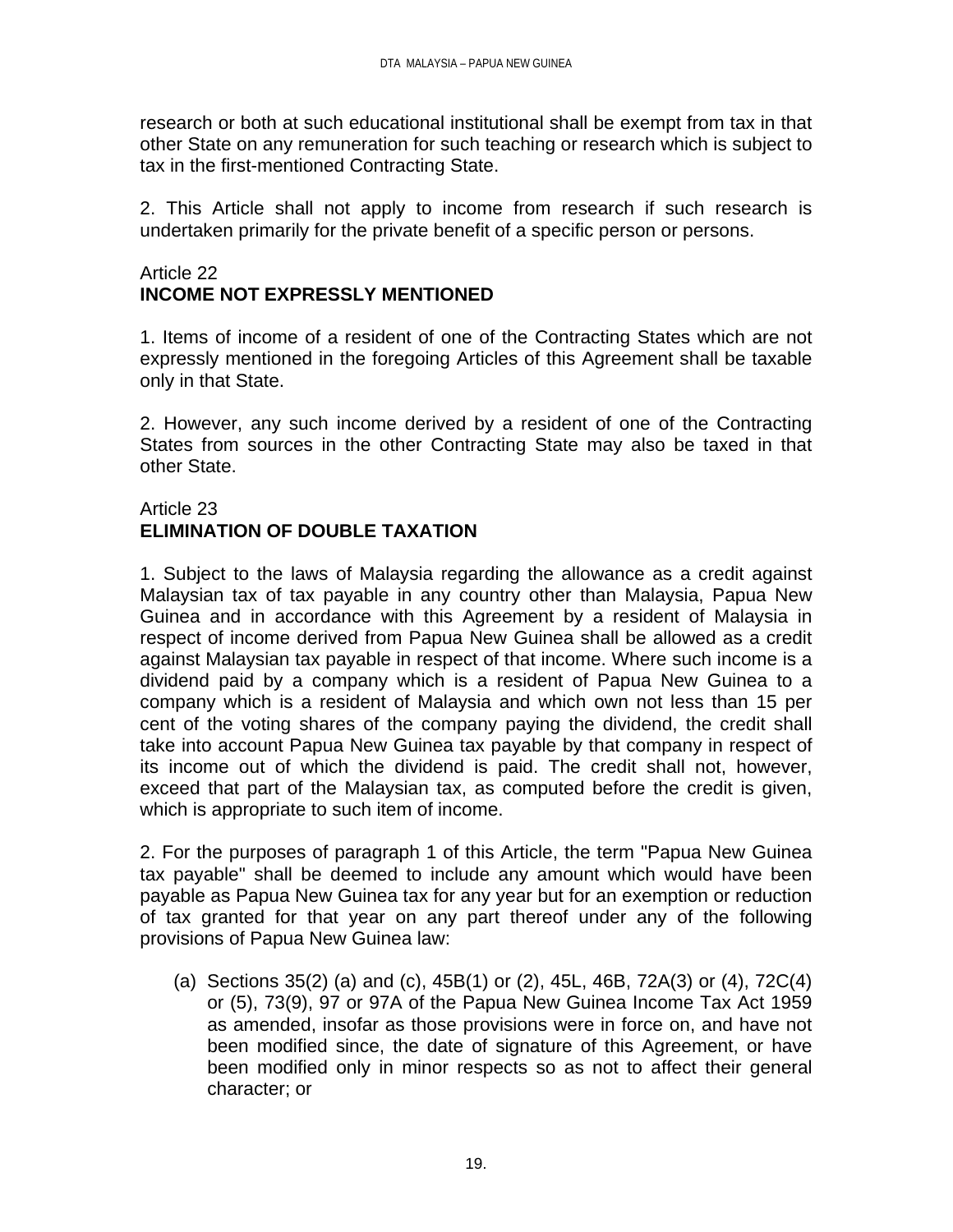research or both at such educational institutional shall be exempt from tax in that other State on any remuneration for such teaching or research which is subject to tax in the first-mentioned Contracting State.

2. This Article shall not apply to income from research if such research is undertaken primarily for the private benefit of a specific person or persons.

## Article 22
## INCOME NOT EXPRESSLY MENTIONED

1. Items of income of a resident of one of the Contracting States which are not expressly mentioned in the foregoing Articles of this Agreement shall be taxable only in that State.

2. However, any such income derived by a resident of one of the Contracting States from sources in the other Contracting State may also be taxed in that other State.

## Article 23
## ELIMINATION OF DOUBLE TAXATION

1. Subject to the laws of Malaysia regarding the allowance as a credit against Malaysian tax of tax payable in any country other than Malaysia, Papua New Guinea and in accordance with this Agreement by a resident of Malaysia in respect of income derived from Papua New Guinea shall be allowed as a credit against Malaysian tax payable in respect of that income. Where such income is a dividend paid by a company which is a resident of Papua New Guinea to a company which is a resident of Malaysia and which own not less than 15 per cent of the voting shares of the company paying the dividend, the credit shall take into account Papua New Guinea tax payable by that company in respect of its income out of which the dividend is paid. The credit shall not, however, exceed that part of the Malaysian tax, as computed before the credit is given, which is appropriate to such item of income.

2. For the purposes of paragraph 1 of this Article, the term "Papua New Guinea tax payable" shall be deemed to include any amount which would have been payable as Papua New Guinea tax for any year but for an exemption or reduction of tax granted for that year on any part thereof under any of the following provisions of Papua New Guinea law:

(a) Sections 35(2) (a) and (c), 45B(1) or (2), 45L, 46B, 72A(3) or (4), 72C(4) or (5), 73(9), 97 or 97A of the Papua New Guinea Income Tax Act 1959 as amended, insofar as those provisions were in force on, and have not been modified since, the date of signature of this Agreement, or have been modified only in minor respects so as not to affect their general character; or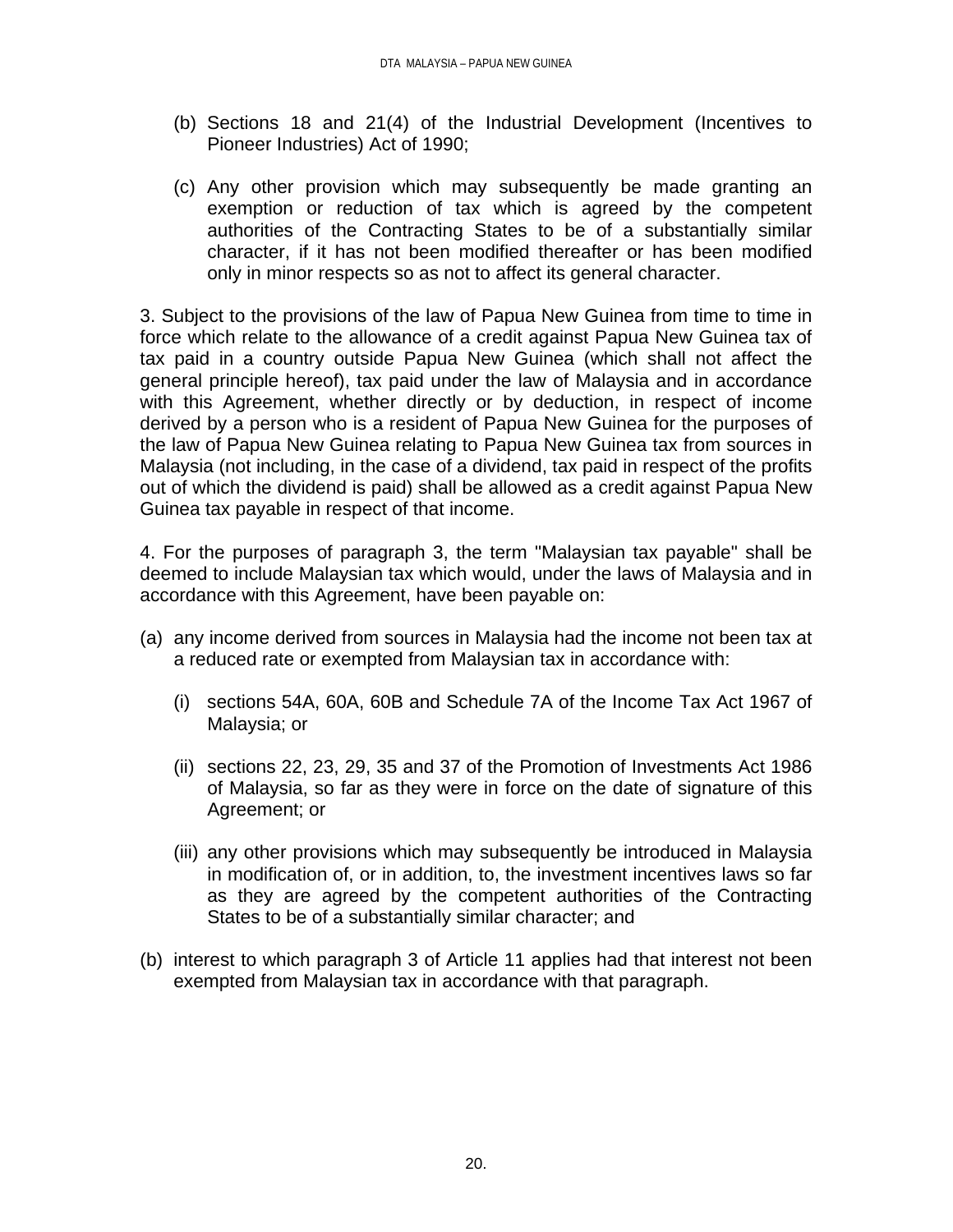(b) Sections 18 and 21(4) of the Industrial Development (Incentives to Pioneer Industries) Act of 1990;

(c) Any other provision which may subsequently be made granting an exemption or reduction of tax which is agreed by the competent authorities of the Contracting States to be of a substantially similar character, if it has not been modified thereafter or has been modified only in minor respects so as not to affect its general character.

3. Subject to the provisions of the law of Papua New Guinea from time to time in force which relate to the allowance of a credit against Papua New Guinea tax of tax paid in a country outside Papua New Guinea (which shall not affect the general principle hereof), tax paid under the law of Malaysia and in accordance with this Agreement, whether directly or by deduction, in respect of income derived by a person who is a resident of Papua New Guinea for the purposes of the law of Papua New Guinea relating to Papua New Guinea tax from sources in Malaysia (not including, in the case of a dividend, tax paid in respect of the profits out of which the dividend is paid) shall be allowed as a credit against Papua New Guinea tax payable in respect of that income.

4. For the purposes of paragraph 3, the term "Malaysian tax payable" shall be deemed to include Malaysian tax which would, under the laws of Malaysia and in accordance with this Agreement, have been payable on:

(a) any income derived from sources in Malaysia had the income not been tax at a reduced rate or exempted from Malaysian tax in accordance with:

   (i) sections 54A, 60A, 60B and Schedule 7A of the Income Tax Act 1967 of Malaysia; or

   (ii) sections 22, 23, 29, 35 and 37 of the Promotion of Investments Act 1986 of Malaysia, so far as they were in force on the date of signature of this Agreement; or

   (iii) any other provisions which may subsequently be introduced in Malaysia in modification of, or in addition, to, the investment incentives laws so far as they are agreed by the competent authorities of the Contracting States to be of a substantially similar character; and

(b) interest to which paragraph 3 of Article 11 applies had that interest not been exempted from Malaysian tax in accordance with that paragraph.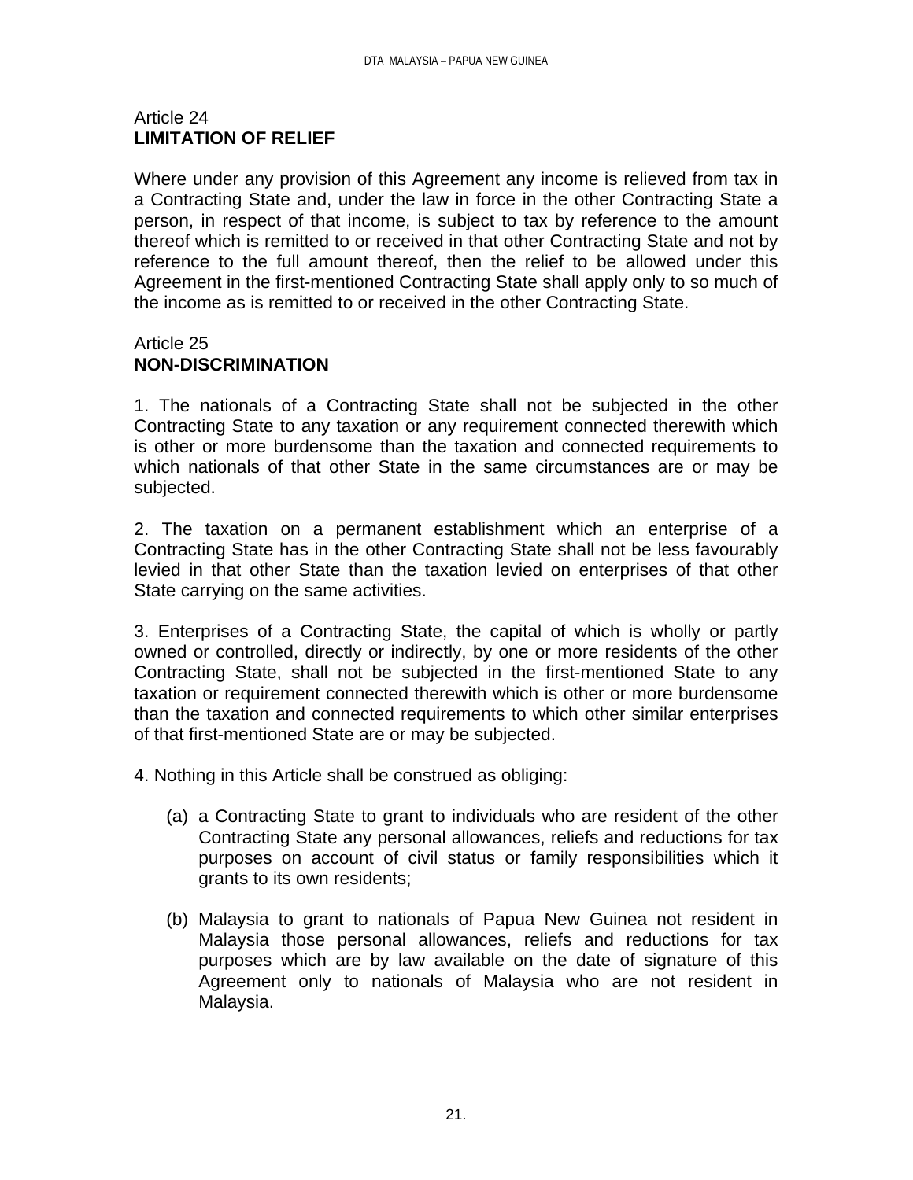## Article 24
**LIMITATION OF RELIEF**

Where under any provision of this Agreement any income is relieved from tax in a Contracting State and, under the law in force in the other Contracting State a person, in respect of that income, is subject to tax by reference to the amount thereof which is remitted to or received in that other Contracting State and not by reference to the full amount thereof, then the relief to be allowed under this Agreement in the first-mentioned Contracting State shall apply only to so much of the income as is remitted to or received in the other Contracting State.

## Article 25
**NON-DISCRIMINATION**

1. The nationals of a Contracting State shall not be subjected in the other Contracting State to any taxation or any requirement connected therewith which is other or more burdensome than the taxation and connected requirements to which nationals of that other State in the same circumstances are or may be subjected.

2. The taxation on a permanent establishment which an enterprise of a Contracting State has in the other Contracting State shall not be less favourably levied in that other State than the taxation levied on enterprises of that other State carrying on the same activities.

3. Enterprises of a Contracting State, the capital of which is wholly or partly owned or controlled, directly or indirectly, by one or more residents of the other Contracting State, shall not be subjected in the first-mentioned State to any taxation or requirement connected therewith which is other or more burdensome than the taxation and connected requirements to which other similar enterprises of that first-mentioned State are or may be subjected.

4. Nothing in this Article shall be construed as obliging:

(a) a Contracting State to grant to individuals who are resident of the other Contracting State any personal allowances, reliefs and reductions for tax purposes on account of civil status or family responsibilities which it grants to its own residents;

(b) Malaysia to grant to nationals of Papua New Guinea not resident in Malaysia those personal allowances, reliefs and reductions for tax purposes which are by law available on the date of signature of this Agreement only to nationals of Malaysia who are not resident in Malaysia.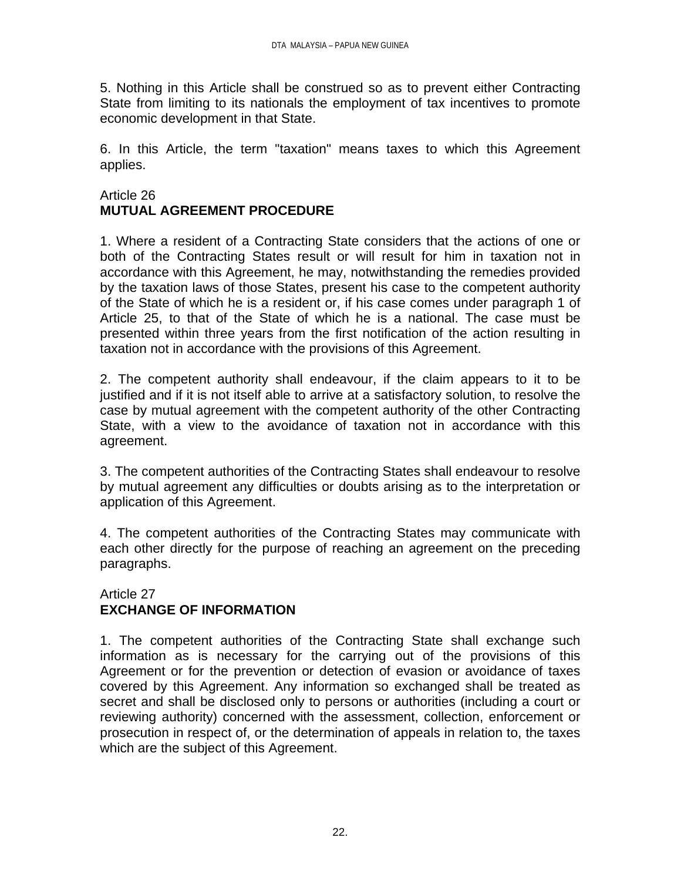5. Nothing in this Article shall be construed so as to prevent either Contracting State from limiting to its nationals the employment of tax incentives to promote economic development in that State.

6. In this Article, the term "taxation" means taxes to which this Agreement applies.

Article 26
**MUTUAL AGREEMENT PROCEDURE**

1. Where a resident of a Contracting State considers that the actions of one or both of the Contracting States result or will result for him in taxation not in accordance with this Agreement, he may, notwithstanding the remedies provided by the taxation laws of those States, present his case to the competent authority of the State of which he is a resident or, if his case comes under paragraph 1 of Article 25, to that of the State of which he is a national. The case must be presented within three years from the first notification of the action resulting in taxation not in accordance with the provisions of this Agreement.

2. The competent authority shall endeavour, if the claim appears to it to be justified and if it is not itself able to arrive at a satisfactory solution, to resolve the case by mutual agreement with the competent authority of the other Contracting State, with a view to the avoidance of taxation not in accordance with this agreement.

3. The competent authorities of the Contracting States shall endeavour to resolve by mutual agreement any difficulties or doubts arising as to the interpretation or application of this Agreement.

4. The competent authorities of the Contracting States may communicate with each other directly for the purpose of reaching an agreement on the preceding paragraphs.

Article 27
**EXCHANGE OF INFORMATION**

1. The competent authorities of the Contracting State shall exchange such information as is necessary for the carrying out of the provisions of this Agreement or for the prevention or detection of evasion or avoidance of taxes covered by this Agreement. Any information so exchanged shall be treated as secret and shall be disclosed only to persons or authorities (including a court or reviewing authority) concerned with the assessment, collection, enforcement or prosecution in respect of, or the determination of appeals in relation to, the taxes which are the subject of this Agreement.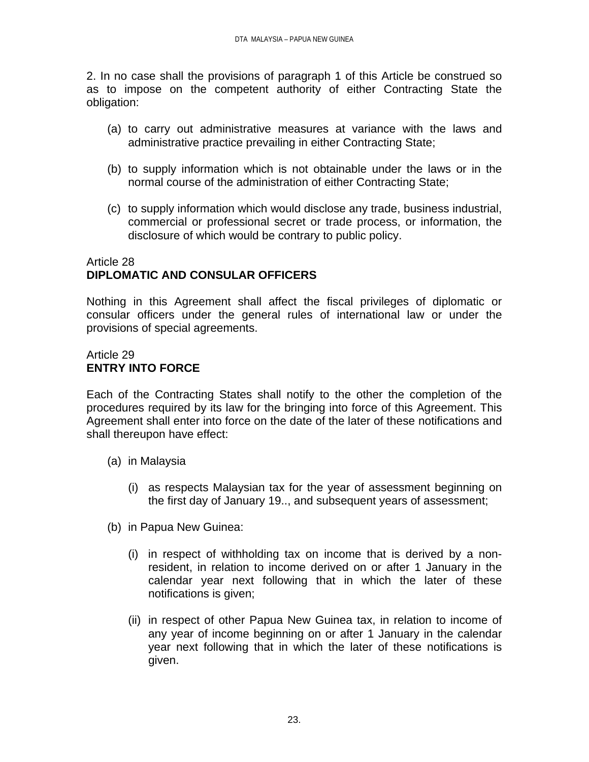2. In no case shall the provisions of paragraph 1 of this Article be construed so as to impose on the competent authority of either Contracting State the obligation:

(a) to carry out administrative measures at variance with the laws and administrative practice prevailing in either Contracting State;

(b) to supply information which is not obtainable under the laws or in the normal course of the administration of either Contracting State;

(c) to supply information which would disclose any trade, business industrial, commercial or professional secret or trade process, or information, the disclosure of which would be contrary to public policy.

Article 28
**DIPLOMATIC AND CONSULAR OFFICERS**

Nothing in this Agreement shall affect the fiscal privileges of diplomatic or consular officers under the general rules of international law or under the provisions of special agreements.

Article 29
**ENTRY INTO FORCE**

Each of the Contracting States shall notify to the other the completion of the procedures required by its law for the bringing into force of this Agreement. This Agreement shall enter into force on the date of the later of these notifications and shall thereupon have effect:

(a) in Malaysia

  (i) as respects Malaysian tax for the year of assessment beginning on the first day of January 19.., and subsequent years of assessment;

(b) in Papua New Guinea:

  (i) in respect of withholding tax on income that is derived by a non-resident, in relation to income derived on or after 1 January in the calendar year next following that in which the later of these notifications is given;

  (ii) in respect of other Papua New Guinea tax, in relation to income of any year of income beginning on or after 1 January in the calendar year next following that in which the later of these notifications is given.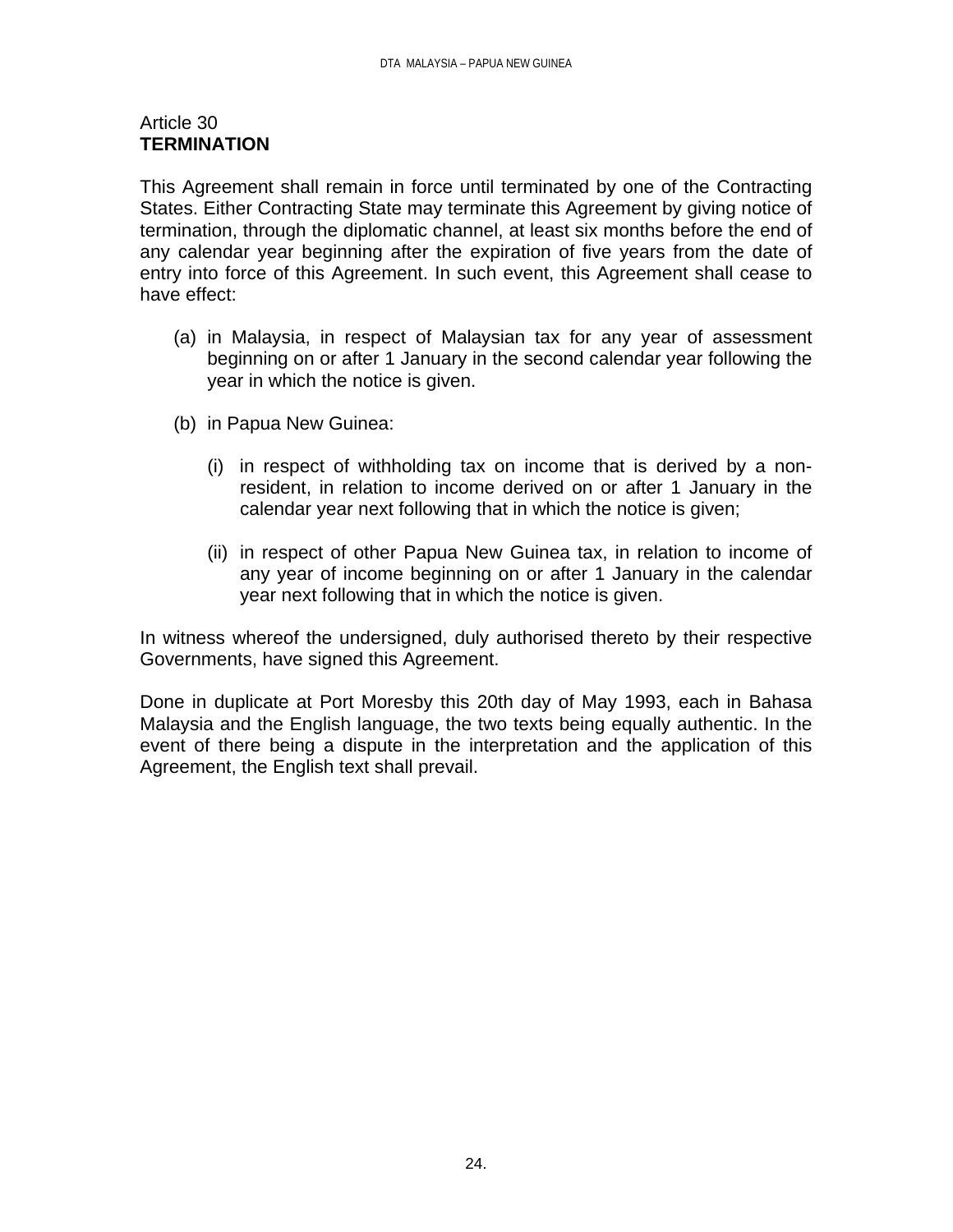Article 30
**TERMINATION**

This Agreement shall remain in force until terminated by one of the Contracting States. Either Contracting State may terminate this Agreement by giving notice of termination, through the diplomatic channel, at least six months before the end of any calendar year beginning after the expiration of five years from the date of entry into force of this Agreement. In such event, this Agreement shall cease to have effect:

(a) in Malaysia, in respect of Malaysian tax for any year of assessment beginning on or after 1 January in the second calendar year following the year in which the notice is given.

(b) in Papua New Guinea:

   (i) in respect of withholding tax on income that is derived by a non-resident, in relation to income derived on or after 1 January in the calendar year next following that in which the notice is given;

   (ii) in respect of other Papua New Guinea tax, in relation to income of any year of income beginning on or after 1 January in the calendar year next following that in which the notice is given.

In witness whereof the undersigned, duly authorised thereto by their respective Governments, have signed this Agreement.

Done in duplicate at Port Moresby this 20th day of May 1993, each in Bahasa Malaysia and the English language, the two texts being equally authentic. In the event of there being a dispute in the interpretation and the application of this Agreement, the English text shall prevail.